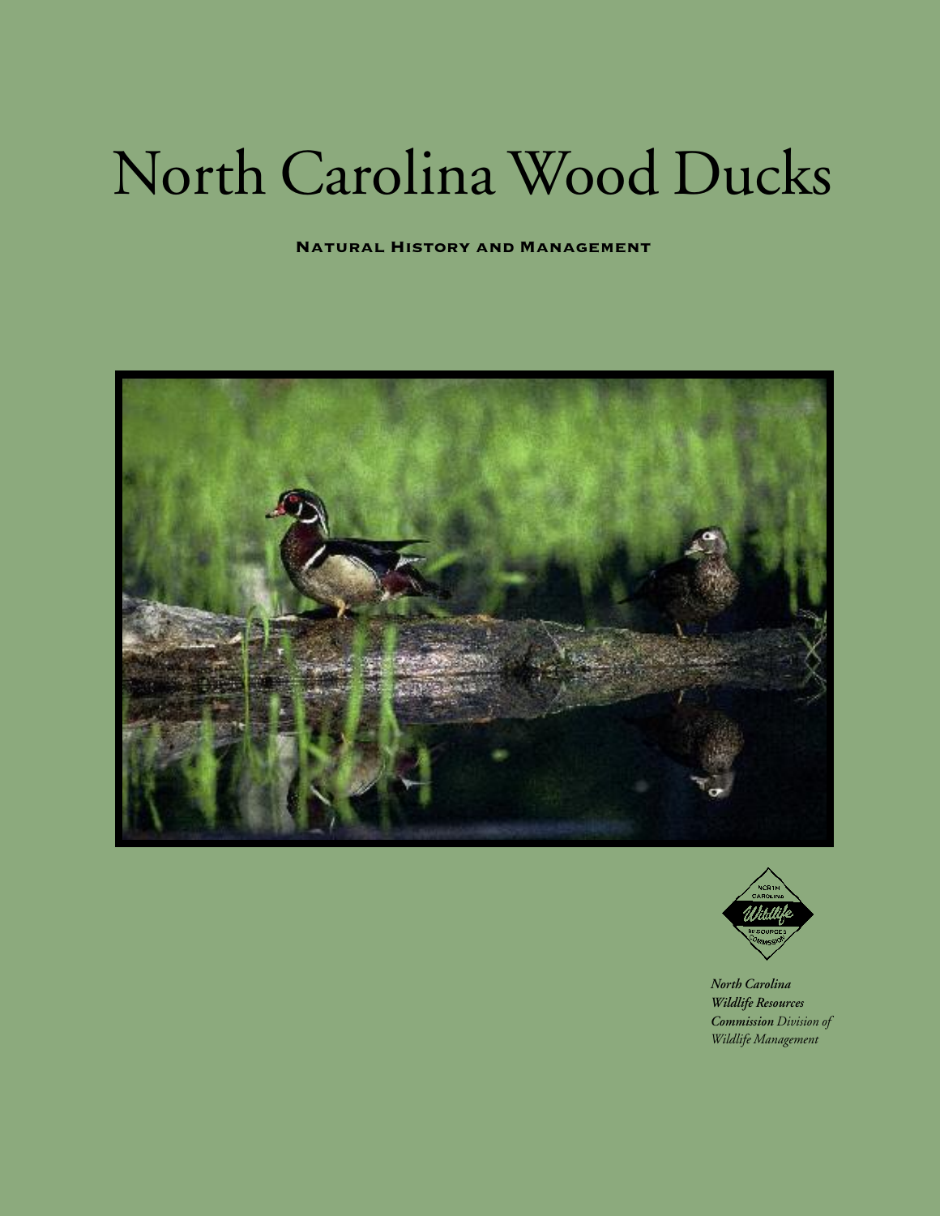# North Carolina Wood Ducks

**Natural History and Management**

***North Carolina Wildlife Resources Commission*** *Division of Wildlife Management*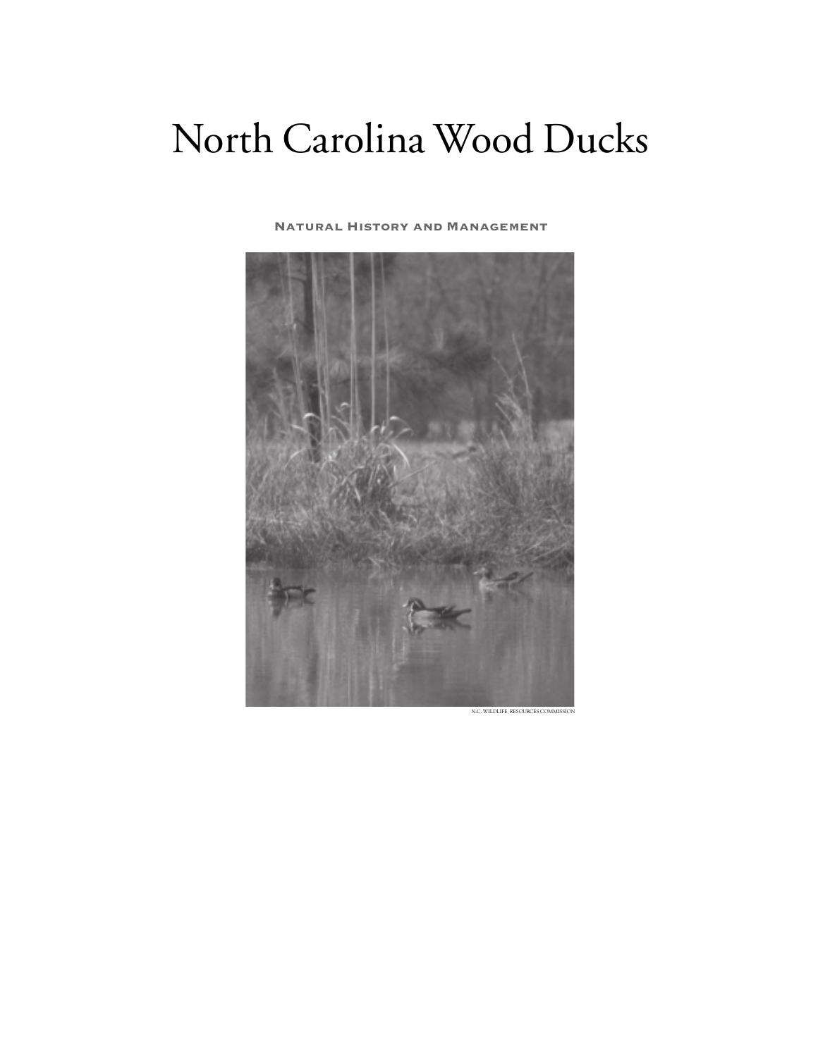# North Carolina Wood Ducks

**Natural History and Management**

N.C. WILDLIFE RESOURCES COMMISSION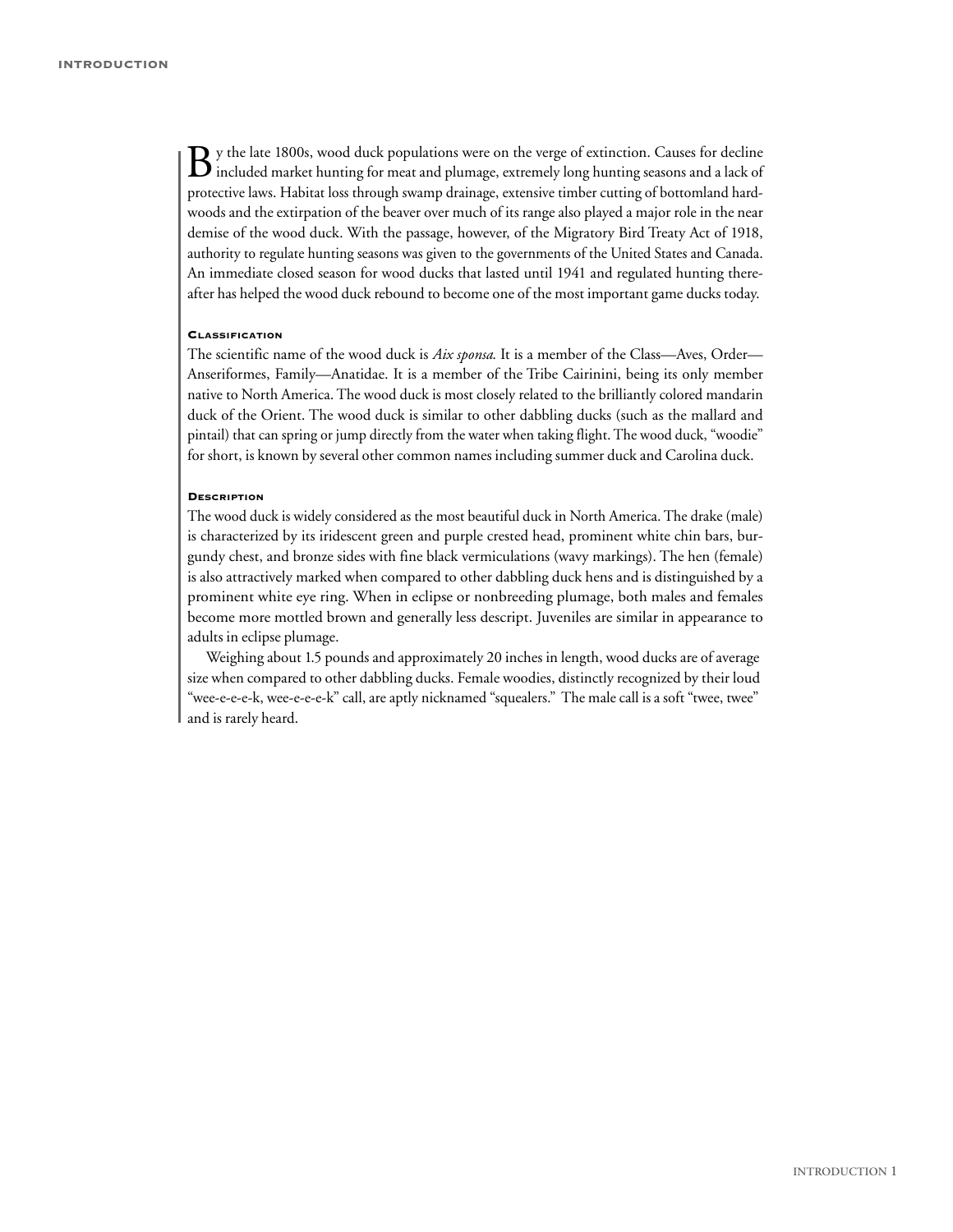By the late 1800s, wood duck populations were on the verge of extinction. Causes for decline included market hunting for meat and plumage, extremely long hunting seasons and a lack of protective laws. Habitat loss through swamp drainage, extensive timber cutting of bottomland hardwoods and the extirpation of the beaver over much of its range also played a major role in the near demise of the wood duck. With the passage, however, of the Migratory Bird Treaty Act of 1918, authority to regulate hunting seasons was given to the governments of the United States and Canada. An immediate closed season for wood ducks that lasted until 1941 and regulated hunting thereafter has helped the wood duck rebound to become one of the most important game ducks today.

### Classification

The scientific name of the wood duck is *Aix sponsa*. It is a member of the Class—Aves, Order—Anseriformes, Family—Anatidae. It is a member of the Tribe Cairinini, being its only member native to North America. The wood duck is most closely related to the brilliantly colored mandarin duck of the Orient. The wood duck is similar to other dabbling ducks (such as the mallard and pintail) that can spring or jump directly from the water when taking flight. The wood duck, "woodie" for short, is known by several other common names including summer duck and Carolina duck.

### Description

The wood duck is widely considered as the most beautiful duck in North America. The drake (male) is characterized by its iridescent green and purple crested head, prominent white chin bars, burgundy chest, and bronze sides with fine black vermiculations (wavy markings). The hen (female) is also attractively marked when compared to other dabbling duck hens and is distinguished by a prominent white eye ring. When in eclipse or nonbreeding plumage, both males and females become more mottled brown and generally less descript. Juveniles are similar in appearance to adults in eclipse plumage.

Weighing about 1.5 pounds and approximately 20 inches in length, wood ducks are of average size when compared to other dabbling ducks. Female woodies, distinctly recognized by their loud "wee-e-e-e-k, wee-e-e-e-k" call, are aptly nicknamed "squealers." The male call is a soft "twee, twee" and is rarely heard.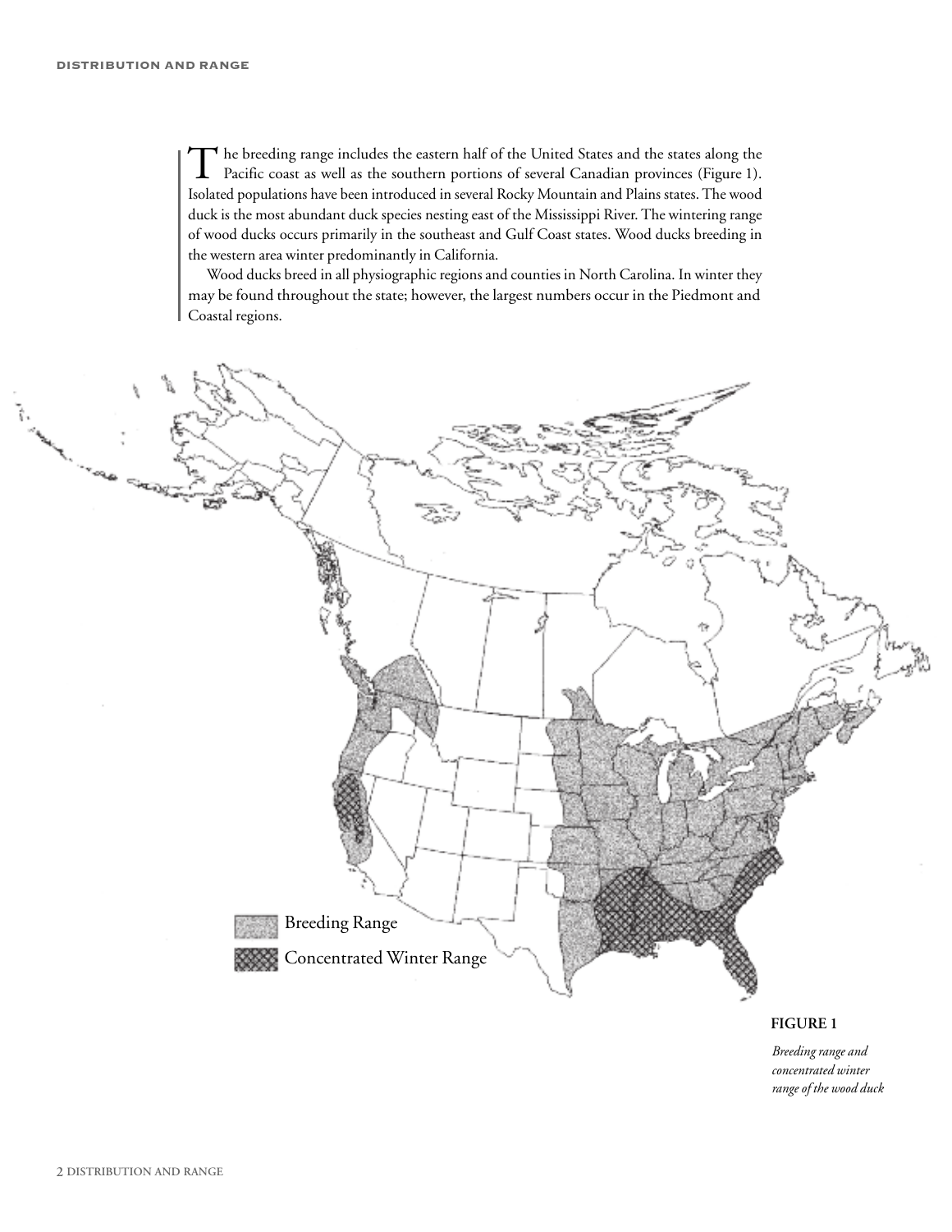The breeding range includes the eastern half of the United States and the states along the Pacific coast as well as the southern portions of several Canadian provinces (Figure 1). Isolated populations have been introduced in several Rocky Mountain and Plains states. The wood duck is the most abundant duck species nesting east of the Mississippi River. The wintering range of wood ducks occurs primarily in the southeast and Gulf Coast states. Wood ducks breeding in the western area winter predominantly in California.

Wood ducks breed in all physiographic regions and counties in North Carolina. In winter they may be found throughout the state; however, the largest numbers occur in the Piedmont and Coastal regions.

Breeding Range

Concentrated Winter Range

**FIGURE 1**

*Breeding range and concentrated winter range of the wood duck*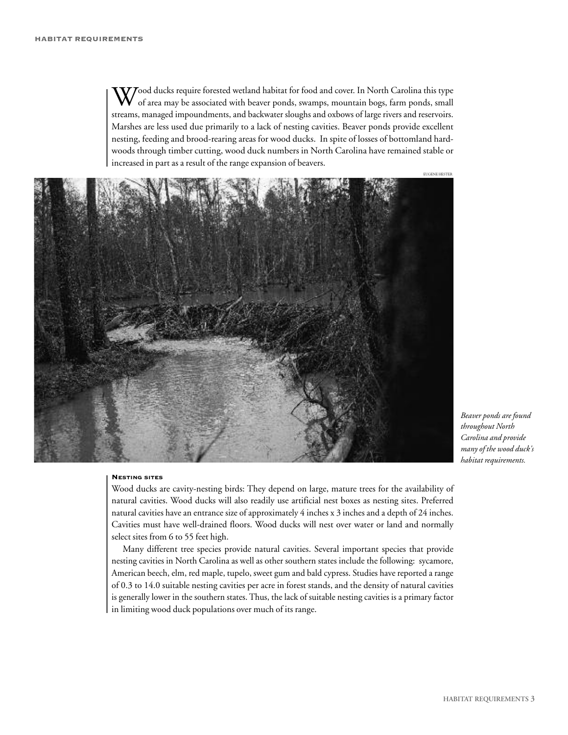Wood ducks require forested wetland habitat for food and cover. In North Carolina this type of area may be associated with beaver ponds, swamps, mountain bogs, farm ponds, small streams, managed impoundments, and backwater sloughs and oxbows of large rivers and reservoirs. Marshes are less used due primarily to a lack of nesting cavities. Beaver ponds provide excellent nesting, feeding and brood-rearing areas for wood ducks. In spite of losses of bottomland hardwoods through timber cutting, wood duck numbers in North Carolina have remained stable or increased in part as a result of the range expansion of beavers.

EUGENE HESTER

*Beaver ponds are found throughout North Carolina and provide many of the wood duck's habitat requirements.*

### Nesting sites

Wood ducks are cavity-nesting birds: They depend on large, mature trees for the availability of natural cavities. Wood ducks will also readily use artificial nest boxes as nesting sites. Preferred natural cavities have an entrance size of approximately 4 inches x 3 inches and a depth of 24 inches. Cavities must have well-drained floors. Wood ducks will nest over water or land and normally select sites from 6 to 55 feet high.

Many different tree species provide natural cavities. Several important species that provide nesting cavities in North Carolina as well as other southern states include the following: sycamore, American beech, elm, red maple, tupelo, sweet gum and bald cypress. Studies have reported a range of 0.3 to 14.0 suitable nesting cavities per acre in forest stands, and the density of natural cavities is generally lower in the southern states. Thus, the lack of suitable nesting cavities is a primary factor in limiting wood duck populations over much of its range.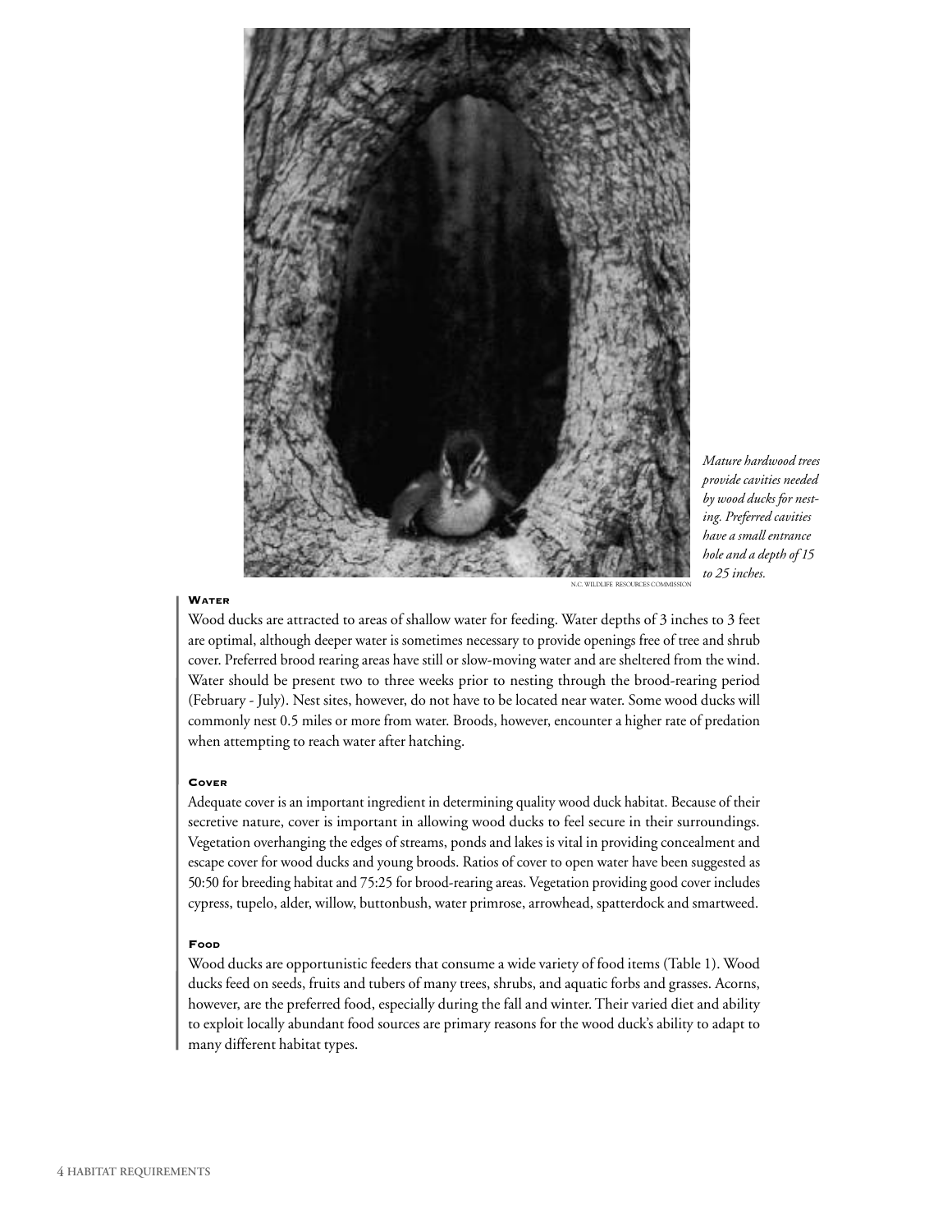*Mature hardwood trees provide cavities needed by wood ducks for nesting. Preferred cavities have a small entrance hole and a depth of 15 to 25 inches.*

N.C. WILDLIFE RESOURCES COMMISSION

#### Water

Wood ducks are attracted to areas of shallow water for feeding. Water depths of 3 inches to 3 feet are optimal, although deeper water is sometimes necessary to provide openings free of tree and shrub cover. Preferred brood rearing areas have still or slow-moving water and are sheltered from the wind. Water should be present two to three weeks prior to nesting through the brood-rearing period (February - July). Nest sites, however, do not have to be located near water. Some wood ducks will commonly nest 0.5 miles or more from water. Broods, however, encounter a higher rate of predation when attempting to reach water after hatching.

#### Cover

Adequate cover is an important ingredient in determining quality wood duck habitat. Because of their secretive nature, cover is important in allowing wood ducks to feel secure in their surroundings. Vegetation overhanging the edges of streams, ponds and lakes is vital in providing concealment and escape cover for wood ducks and young broods. Ratios of cover to open water have been suggested as 50:50 for breeding habitat and 75:25 for brood-rearing areas. Vegetation providing good cover includes cypress, tupelo, alder, willow, buttonbush, water primrose, arrowhead, spatterdock and smartweed.

#### Food

Wood ducks are opportunistic feeders that consume a wide variety of food items (Table 1). Wood ducks feed on seeds, fruits and tubers of many trees, shrubs, and aquatic forbs and grasses. Acorns, however, are the preferred food, especially during the fall and winter. Their varied diet and ability to exploit locally abundant food sources are primary reasons for the wood duck's ability to adapt to many different habitat types.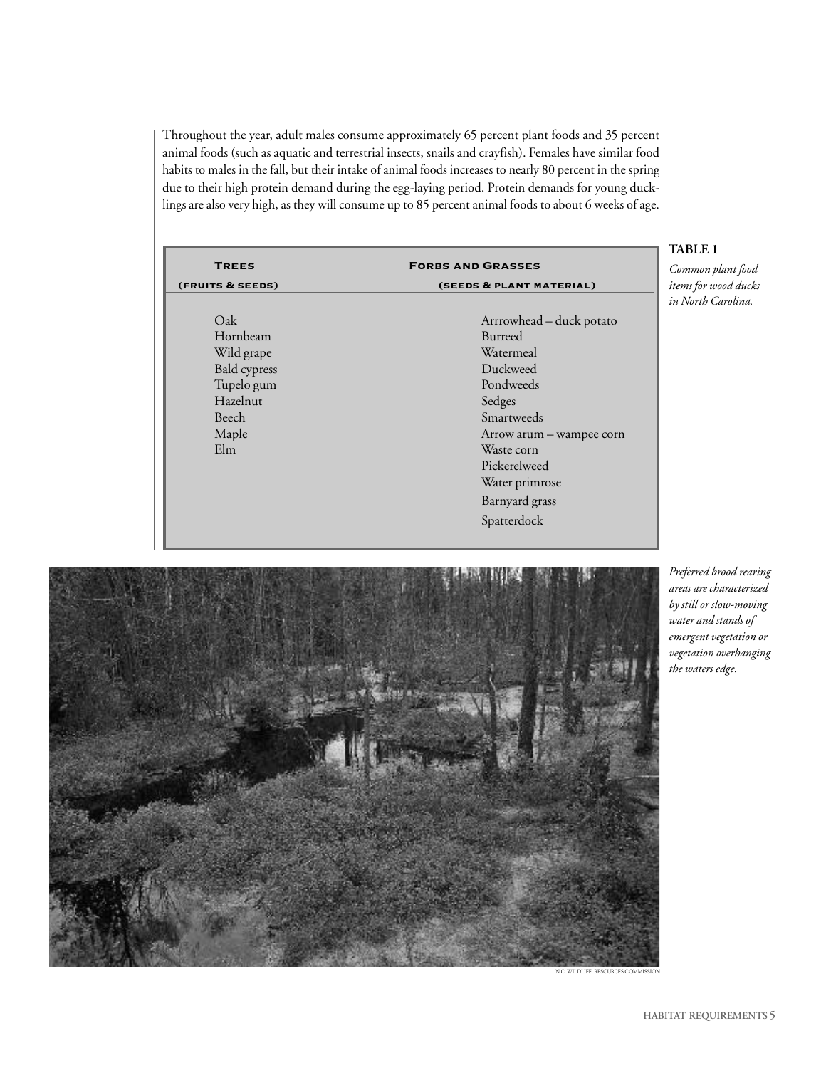Throughout the year, adult males consume approximately 65 percent plant foods and 35 percent animal foods (such as aquatic and terrestrial insects, snails and crayfish). Females have similar food habits to males in the fall, but their intake of animal foods increases to nearly 80 percent in the spring due to their high protein demand during the egg-laying period. Protein demands for young ducklings are also very high, as they will consume up to 85 percent animal foods to about 6 weeks of age.

**TABLE 1**

*Common plant food items for wood ducks in North Carolina.*

| Trees (fruits & seeds) | Forbs and Grasses (seeds & plant material) |
|---|---|
| Oak | Arrrowhead – duck potato |
| Hornbeam | Burreed |
| Wild grape | Watermeal |
| Bald cypress | Duckweed |
| Tupelo gum | Pondweeds |
| Hazelnut | Sedges |
| Beech | Smartweeds |
| Maple | Arrow arum – wampee corn |
| Elm | Waste corn |
| | Pickerelweed |
| | Water primrose |
| | Barnyard grass |
| | Spatterdock |

*Preferred brood rearing areas are characterized by still or slow-moving water and stands of emergent vegetation or vegetation overhanging the waters edge.*

N.C. WILDLIFE RESOURCES COMMISSION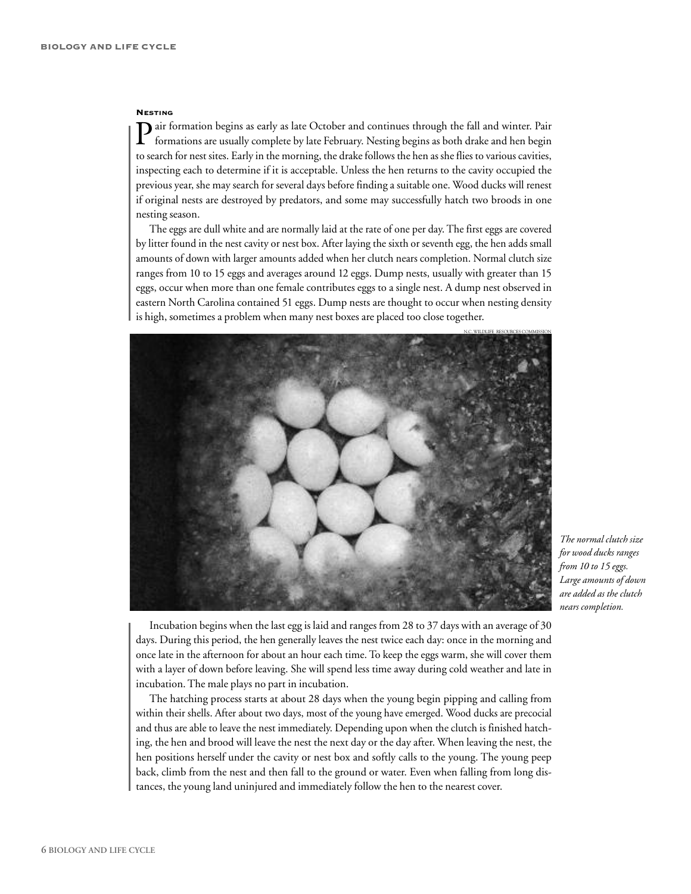### Nesting

Pair formation begins as early as late October and continues through the fall and winter. Pair formations are usually complete by late February. Nesting begins as both drake and hen begin to search for nest sites. Early in the morning, the drake follows the hen as she flies to various cavities, inspecting each to determine if it is acceptable. Unless the hen returns to the cavity occupied the previous year, she may search for several days before finding a suitable one. Wood ducks will renest if original nests are destroyed by predators, and some may successfully hatch two broods in one nesting season.

The eggs are dull white and are normally laid at the rate of one per day. The first eggs are covered by litter found in the nest cavity or nest box. After laying the sixth or seventh egg, the hen adds small amounts of down with larger amounts added when her clutch nears completion. Normal clutch size ranges from 10 to 15 eggs and averages around 12 eggs. Dump nests, usually with greater than 15 eggs, occur when more than one female contributes eggs to a single nest. A dump nest observed in eastern North Carolina contained 51 eggs. Dump nests are thought to occur when nesting density is high, sometimes a problem when many nest boxes are placed too close together.

N.C. WILDLIFE RESOURCES COMMISSION

*The normal clutch size for wood ducks ranges from 10 to 15 eggs. Large amounts of down are added as the clutch nears completion.*

Incubation begins when the last egg is laid and ranges from 28 to 37 days with an average of 30 days. During this period, the hen generally leaves the nest twice each day: once in the morning and once late in the afternoon for about an hour each time. To keep the eggs warm, she will cover them with a layer of down before leaving. She will spend less time away during cold weather and late in incubation. The male plays no part in incubation.

The hatching process starts at about 28 days when the young begin pipping and calling from within their shells. After about two days, most of the young have emerged. Wood ducks are precocial and thus are able to leave the nest immediately. Depending upon when the clutch is finished hatching, the hen and brood will leave the nest the next day or the day after. When leaving the nest, the hen positions herself under the cavity or nest box and softly calls to the young. The young peep back, climb from the nest and then fall to the ground or water. Even when falling from long distances, the young land uninjured and immediately follow the hen to the nearest cover.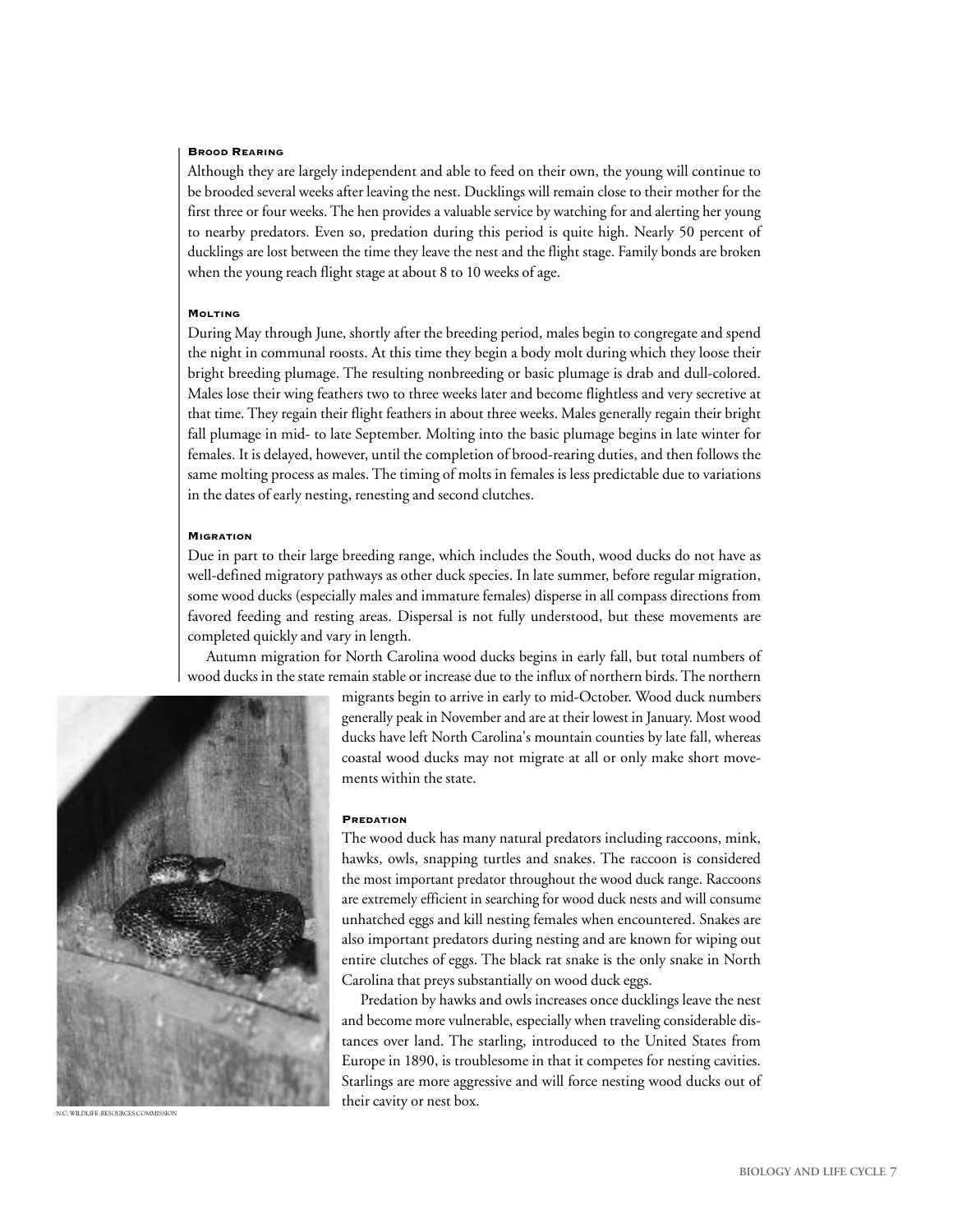#### Brood Rearing

Although they are largely independent and able to feed on their own, the young will continue to be brooded several weeks after leaving the nest. Ducklings will remain close to their mother for the first three or four weeks. The hen provides a valuable service by watching for and alerting her young to nearby predators. Even so, predation during this period is quite high. Nearly 50 percent of ducklings are lost between the time they leave the nest and the flight stage. Family bonds are broken when the young reach flight stage at about 8 to 10 weeks of age.

#### Molting

During May through June, shortly after the breeding period, males begin to congregate and spend the night in communal roosts. At this time they begin a body molt during which they loose their bright breeding plumage. The resulting nonbreeding or basic plumage is drab and dull-colored. Males lose their wing feathers two to three weeks later and become flightless and very secretive at that time. They regain their flight feathers in about three weeks. Males generally regain their bright fall plumage in mid- to late September. Molting into the basic plumage begins in late winter for females. It is delayed, however, until the completion of brood-rearing duties, and then follows the same molting process as males. The timing of molts in females is less predictable due to variations in the dates of early nesting, renesting and second clutches.

#### Migration

Due in part to their large breeding range, which includes the South, wood ducks do not have as well-defined migratory pathways as other duck species. In late summer, before regular migration, some wood ducks (especially males and immature females) disperse in all compass directions from favored feeding and resting areas. Dispersal is not fully understood, but these movements are completed quickly and vary in length.

Autumn migration for North Carolina wood ducks begins in early fall, but total numbers of wood ducks in the state remain stable or increase due to the influx of northern birds. The northern migrants begin to arrive in early to mid-October. Wood duck numbers generally peak in November and are at their lowest in January. Most wood ducks have left North Carolina's mountain counties by late fall, whereas coastal wood ducks may not migrate at all or only make short movements within the state.

N.C. WILDLIFE RESOURCES COMMISSION

#### Predation

The wood duck has many natural predators including raccoons, mink, hawks, owls, snapping turtles and snakes. The raccoon is considered the most important predator throughout the wood duck range. Raccoons are extremely efficient in searching for wood duck nests and will consume unhatched eggs and kill nesting females when encountered. Snakes are also important predators during nesting and are known for wiping out entire clutches of eggs. The black rat snake is the only snake in North Carolina that preys substantially on wood duck eggs.

Predation by hawks and owls increases once ducklings leave the nest and become more vulnerable, especially when traveling considerable distances over land. The starling, introduced to the United States from Europe in 1890, is troublesome in that it competes for nesting cavities. Starlings are more aggressive and will force nesting wood ducks out of their cavity or nest box.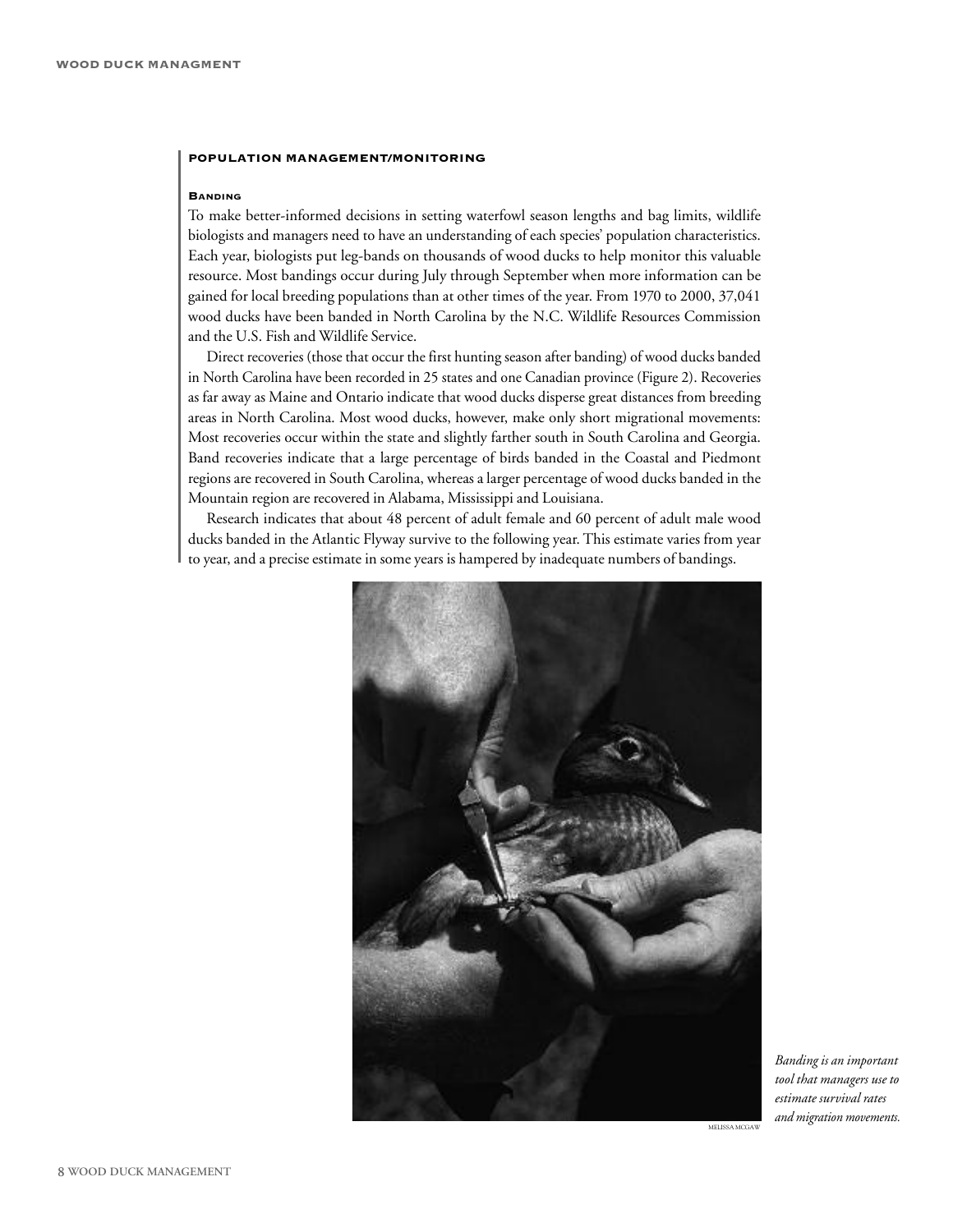## POPULATION MANAGEMENT/MONITORING

### Banding

To make better-informed decisions in setting waterfowl season lengths and bag limits, wildlife biologists and managers need to have an understanding of each species' population characteristics. Each year, biologists put leg-bands on thousands of wood ducks to help monitor this valuable resource. Most bandings occur during July through September when more information can be gained for local breeding populations than at other times of the year. From 1970 to 2000, 37,041 wood ducks have been banded in North Carolina by the N.C. Wildlife Resources Commission and the U.S. Fish and Wildlife Service.

Direct recoveries (those that occur the first hunting season after banding) of wood ducks banded in North Carolina have been recorded in 25 states and one Canadian province (Figure 2). Recoveries as far away as Maine and Ontario indicate that wood ducks disperse great distances from breeding areas in North Carolina. Most wood ducks, however, make only short migrational movements: Most recoveries occur within the state and slightly farther south in South Carolina and Georgia. Band recoveries indicate that a large percentage of birds banded in the Coastal and Piedmont regions are recovered in South Carolina, whereas a larger percentage of wood ducks banded in the Mountain region are recovered in Alabama, Mississippi and Louisiana.

Research indicates that about 48 percent of adult female and 60 percent of adult male wood ducks banded in the Atlantic Flyway survive to the following year. This estimate varies from year to year, and a precise estimate in some years is hampered by inadequate numbers of bandings.

MELISSA MCGAW

*Banding is an important tool that managers use to estimate survival rates and migration movements.*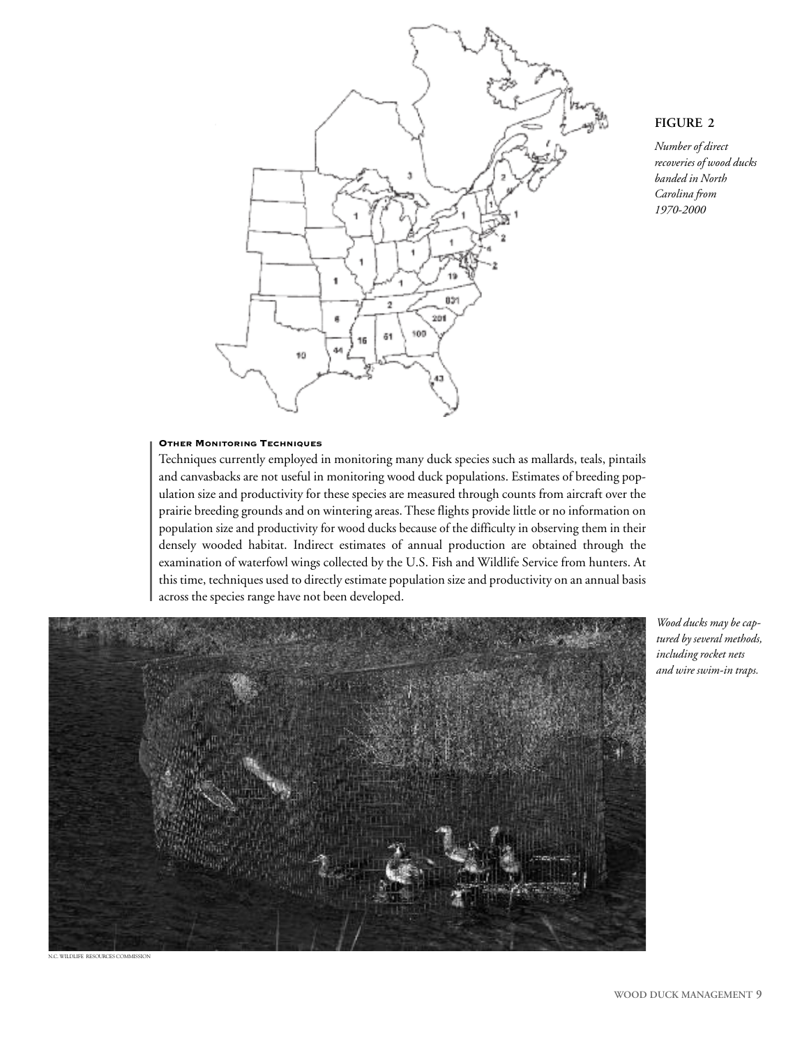**FIGURE 2**

*Number of direct recoveries of wood ducks banded in North Carolina from 1970-2000*

### Other Monitoring Techniques

Techniques currently employed in monitoring many duck species such as mallards, teals, pintails and canvasbacks are not useful in monitoring wood duck populations. Estimates of breeding population size and productivity for these species are measured through counts from aircraft over the prairie breeding grounds and on wintering areas. These flights provide little or no information on population size and productivity for wood ducks because of the difficulty in observing them in their densely wooded habitat. Indirect estimates of annual production are obtained through the examination of waterfowl wings collected by the U.S. Fish and Wildlife Service from hunters. At this time, techniques used to directly estimate population size and productivity on an annual basis across the species range have not been developed.

*Wood ducks may be captured by several methods, including rocket nets and wire swim-in traps.*

N.C. WILDLIFE RESOURCES COMMISSION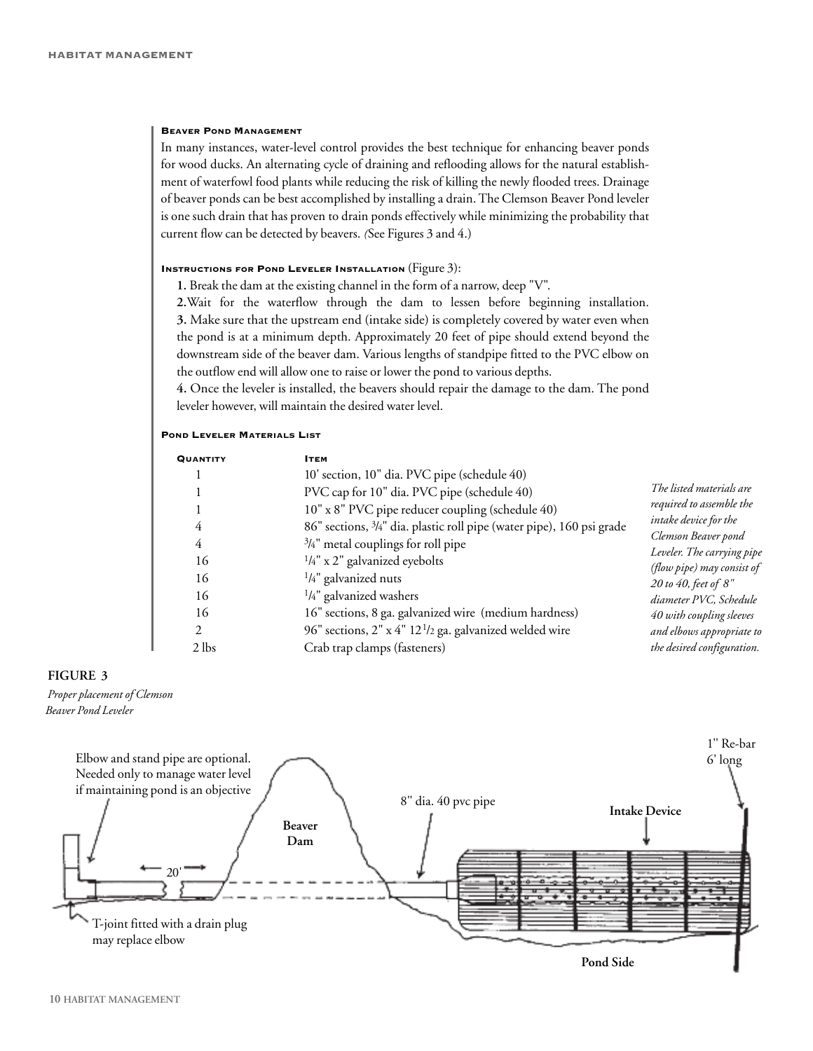### Beaver Pond Management

In many instances, water-level control provides the best technique for enhancing beaver ponds for wood ducks. An alternating cycle of draining and reflooding allows for the natural establishment of waterfowl food plants while reducing the risk of killing the newly flooded trees. Drainage of beaver ponds can be best accomplished by installing a drain. The Clemson Beaver Pond leveler is one such drain that has proven to drain ponds effectively while minimizing the probability that current flow can be detected by beavers. *(*See Figures 3 and 4.)

### Instructions for Pond Leveler Installation (Figure 3):

**1.** Break the dam at the existing channel in the form of a narrow, deep "V".

**2.** Wait for the waterflow through the dam to lessen before beginning installation.

**3.** Make sure that the upstream end (intake side) is completely covered by water even when the pond is at a minimum depth. Approximately 20 feet of pipe should extend beyond the downstream side of the beaver dam. Various lengths of standpipe fitted to the PVC elbow on the outflow end will allow one to raise or lower the pond to various depths.

**4.** Once the leveler is installed, the beavers should repair the damage to the dam. The pond leveler however, will maintain the desired water level.

### Pond Leveler Materials List

| Quantity | Item |
|---|---|
| 1 | 10' section, 10" dia. PVC pipe (schedule 40) |
| 1 | PVC cap for 10" dia. PVC pipe (schedule 40) |
| 1 | 10" x 8" PVC pipe reducer coupling (schedule 40) |
| 4 | 86" sections, 3/4" dia. plastic roll pipe (water pipe), 160 psi grade |
| 4 | 3/4" metal couplings for roll pipe |
| 16 | 1/4" x 2" galvanized eyebolts |
| 16 | 1/4" galvanized nuts |
| 16 | 1/4" galvanized washers |
| 16 | 16" sections, 8 ga. galvanized wire (medium hardness) |
| 2 | 96" sections, 2" x 4" 12 1/2 ga. galvanized welded wire |
| 2 lbs | Crab trap clamps (fasteners) |

*The listed materials are required to assemble the intake device for the Clemson Beaver pond Leveler. The carrying pipe (flow pipe) may consist of 20 to 40, feet of 8" diameter PVC, Schedule 40 with coupling sleeves and elbows appropriate to the desired configuration.*

**FIGURE 3**

*Proper placement of Clemson Beaver Pond Leveler*

Elbow and stand pipe are optional. Needed only to manage water level if maintaining pond is an objective

T-joint fitted with a drain plug may replace elbow

20'

Beaver Dam

8" dia. 40 pvc pipe

Intake Device

1" Re-bar 6' long

Pond Side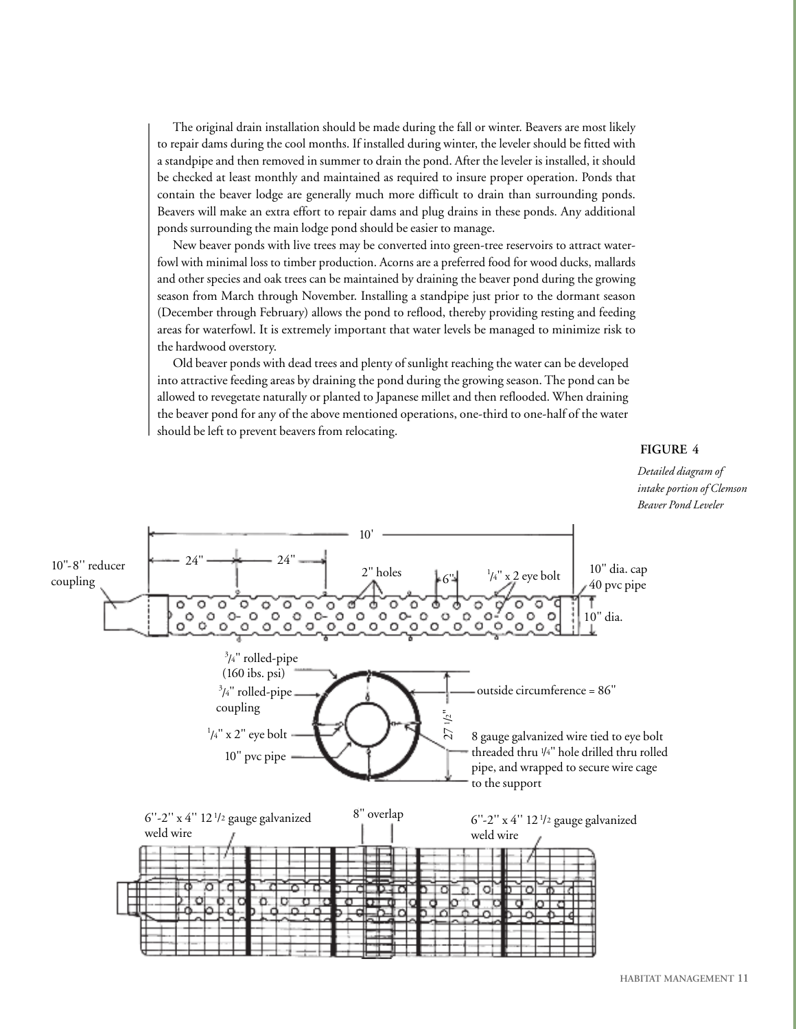The original drain installation should be made during the fall or winter. Beavers are most likely to repair dams during the cool months. If installed during winter, the leveler should be fitted with a standpipe and then removed in summer to drain the pond. After the leveler is installed, it should be checked at least monthly and maintained as required to insure proper operation. Ponds that contain the beaver lodge are generally much more difficult to drain than surrounding ponds. Beavers will make an extra effort to repair dams and plug drains in these ponds. Any additional ponds surrounding the main lodge pond should be easier to manage.

New beaver ponds with live trees may be converted into green-tree reservoirs to attract waterfowl with minimal loss to timber production. Acorns are a preferred food for wood ducks, mallards and other species and oak trees can be maintained by draining the beaver pond during the growing season from March through November. Installing a standpipe just prior to the dormant season (December through February) allows the pond to reflood, thereby providing resting and feeding areas for waterfowl. It is extremely important that water levels be managed to minimize risk to the hardwood overstory.

Old beaver ponds with dead trees and plenty of sunlight reaching the water can be developed into attractive feeding areas by draining the pond during the growing season. The pond can be allowed to revegetate naturally or planted to Japanese millet and then reflooded. When draining the beaver pond for any of the above mentioned operations, one-third to one-half of the water should be left to prevent beavers from relocating.

**FIGURE 4**

*Detailed diagram of intake portion of Clemson Beaver Pond Leveler*

10' — 24" — 24" — 10"-8" reducer coupling — 2" holes — 6" — 1/4" x 2 eye bolt — 10" dia. cap 40 pvc pipe — 10" dia.

3/4" rolled-pipe (160 ibs. psi) — 3/4" rolled-pipe coupling — 1/4" x 2" eye bolt — 10" pvc pipe — 27 1/2" — outside circumference = 86" — 8 gauge galvanized wire tied to eye bolt threaded thru 1/4" hole drilled thru rolled pipe, and wrapped to secure wire cage to the support

6"-2" x 4" 12 1/2 gauge galvanized weld wire — 8" overlap — 6"-2" x 4" 12 1/2 gauge galvanized weld wire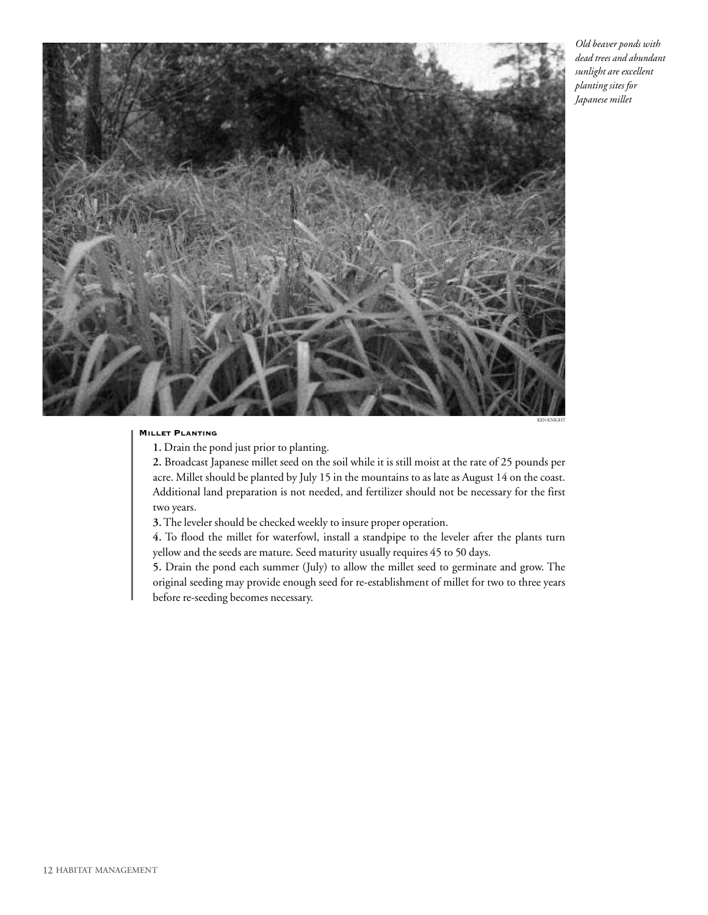*Old beaver ponds with dead trees and abundant sunlight are excellent planting sites for Japanese millet*

KEN KNIGHT

#### Millet Planting

**1.** Drain the pond just prior to planting.

**2.** Broadcast Japanese millet seed on the soil while it is still moist at the rate of 25 pounds per acre. Millet should be planted by July 15 in the mountains to as late as August 14 on the coast. Additional land preparation is not needed, and fertilizer should not be necessary for the first two years.

**3.** The leveler should be checked weekly to insure proper operation.

**4.** To flood the millet for waterfowl, install a standpipe to the leveler after the plants turn yellow and the seeds are mature. Seed maturity usually requires 45 to 50 days.

**5.** Drain the pond each summer (July) to allow the millet seed to germinate and grow. The original seeding may provide enough seed for re-establishment of millet for two to three years before re-seeding becomes necessary.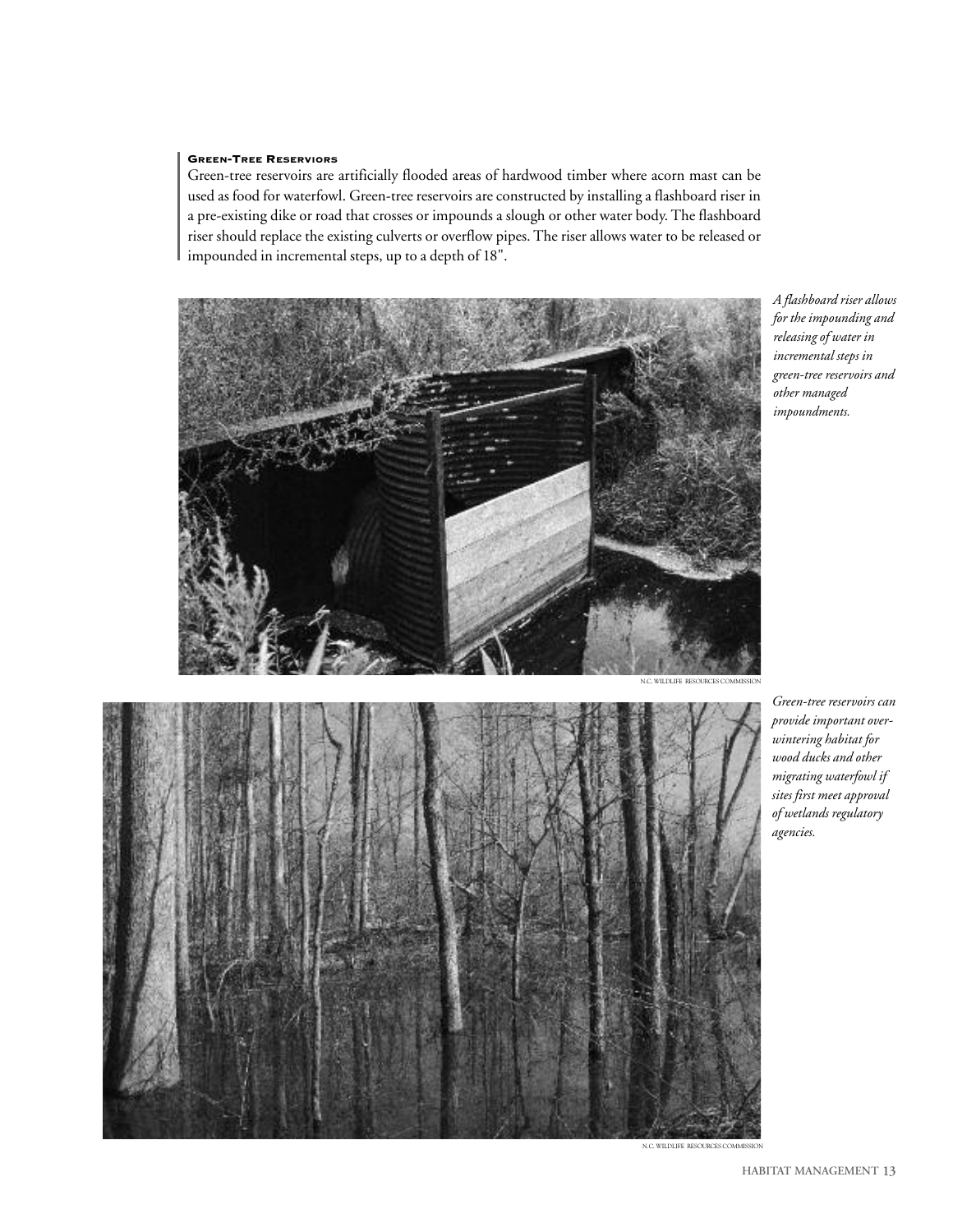### Green-Tree Reserviors

Green-tree reservoirs are artificially flooded areas of hardwood timber where acorn mast can be used as food for waterfowl. Green-tree reservoirs are constructed by installing a flashboard riser in a pre-existing dike or road that crosses or impounds a slough or other water body. The flashboard riser should replace the existing culverts or overflow pipes. The riser allows water to be released or impounded in incremental steps, up to a depth of 18".

*A flashboard riser allows for the impounding and releasing of water in incremental steps in green-tree reservoirs and other managed impoundments.*

N.C. WILDLIFE RESOURCES COMMISSION

*Green-tree reservoirs can provide important over-wintering habitat for wood ducks and other migrating waterfowl if sites first meet approval of wetlands regulatory agencies.*

N.C. WILDLIFE RESOURCES COMMISSION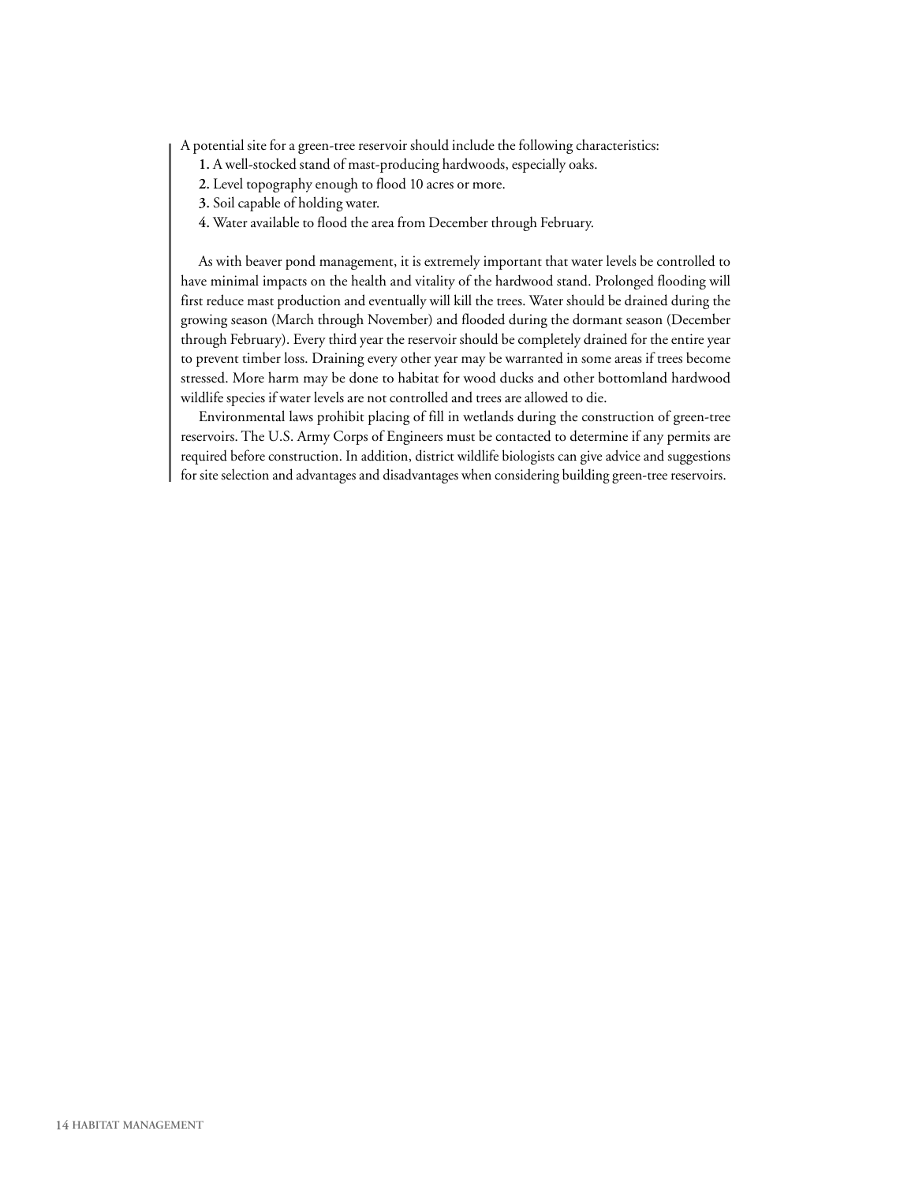A potential site for a green-tree reservoir should include the following characteristics:

1. A well-stocked stand of mast-producing hardwoods, especially oaks.
2. Level topography enough to flood 10 acres or more.
3. Soil capable of holding water.
4. Water available to flood the area from December through February.

As with beaver pond management, it is extremely important that water levels be controlled to have minimal impacts on the health and vitality of the hardwood stand. Prolonged flooding will first reduce mast production and eventually will kill the trees. Water should be drained during the growing season (March through November) and flooded during the dormant season (December through February). Every third year the reservoir should be completely drained for the entire year to prevent timber loss. Draining every other year may be warranted in some areas if trees become stressed. More harm may be done to habitat for wood ducks and other bottomland hardwood wildlife species if water levels are not controlled and trees are allowed to die.

Environmental laws prohibit placing of fill in wetlands during the construction of green-tree reservoirs. The U.S. Army Corps of Engineers must be contacted to determine if any permits are required before construction. In addition, district wildlife biologists can give advice and suggestions for site selection and advantages and disadvantages when considering building green-tree reservoirs.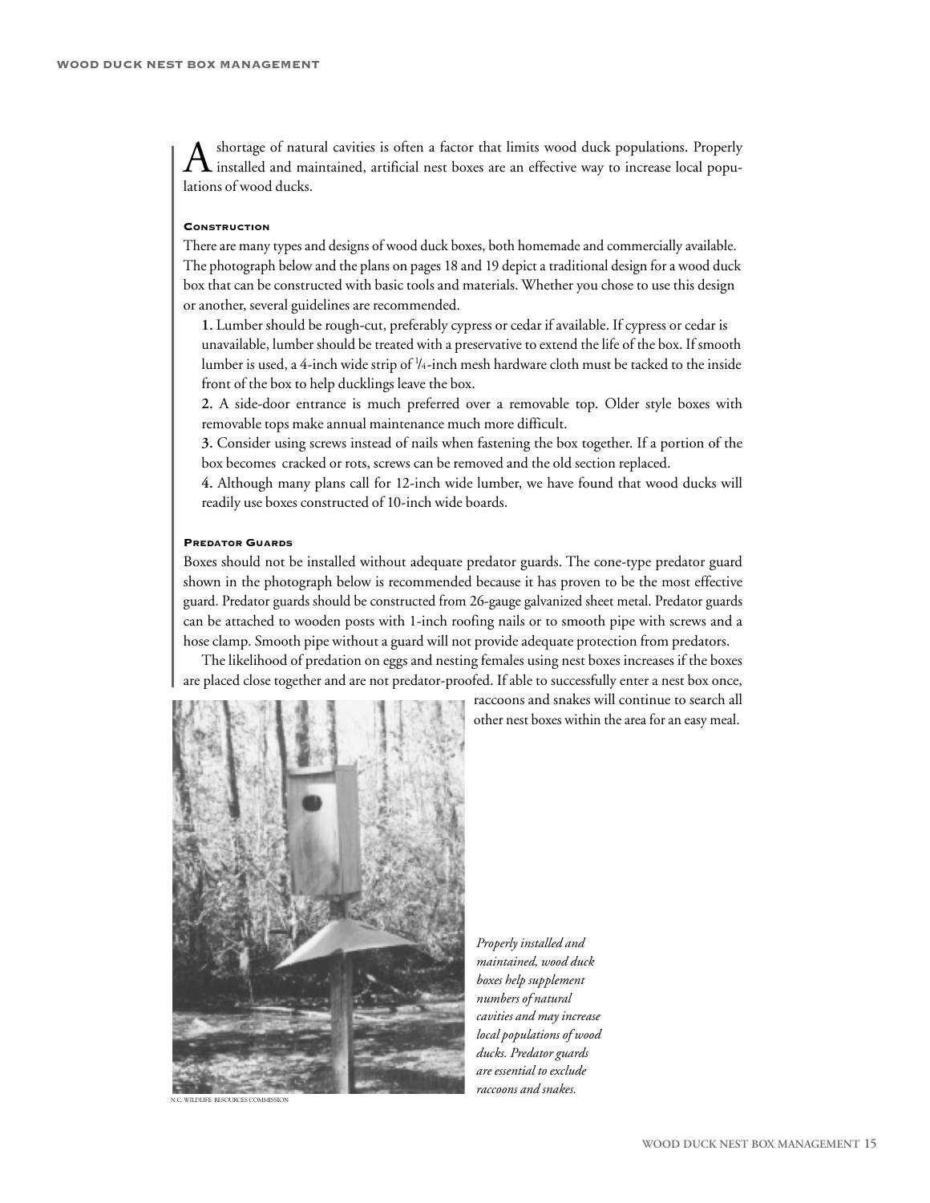A shortage of natural cavities is often a factor that limits wood duck populations. Properly installed and maintained, artificial nest boxes are an effective way to increase local populations of wood ducks.

#### Construction

There are many types and designs of wood duck boxes, both homemade and commercially available. The photograph below and the plans on pages 18 and 19 depict a traditional design for a wood duck box that can be constructed with basic tools and materials. Whether you chose to use this design or another, several guidelines are recommended.

**1.** Lumber should be rough-cut, preferably cypress or cedar if available. If cypress or cedar is unavailable, lumber should be treated with a preservative to extend the life of the box. If smooth lumber is used, a 4-inch wide strip of 1/4-inch mesh hardware cloth must be tacked to the inside front of the box to help ducklings leave the box.

**2.** A side-door entrance is much preferred over a removable top. Older style boxes with removable tops make annual maintenance much more difficult.

**3.** Consider using screws instead of nails when fastening the box together. If a portion of the box becomes cracked or rots, screws can be removed and the old section replaced.

**4.** Although many plans call for 12-inch wide lumber, we have found that wood ducks will readily use boxes constructed of 10-inch wide boards.

#### Predator Guards

Boxes should not be installed without adequate predator guards. The cone-type predator guard shown in the photograph below is recommended because it has proven to be the most effective guard. Predator guards should be constructed from 26-gauge galvanized sheet metal. Predator guards can be attached to wooden posts with 1-inch roofing nails or to smooth pipe with screws and a hose clamp. Smooth pipe without a guard will not provide adequate protection from predators.

The likelihood of predation on eggs and nesting females using nest boxes increases if the boxes are placed close together and are not predator-proofed. If able to successfully enter a nest box once, raccoons and snakes will continue to search all other nest boxes within the area for an easy meal.

N.C. WILDLIFE RESOURCES COMMISSION

*Properly installed and maintained, wood duck boxes help supplement numbers of natural cavities and may increase local populations of wood ducks. Predator guards are essential to exclude raccoons and snakes.*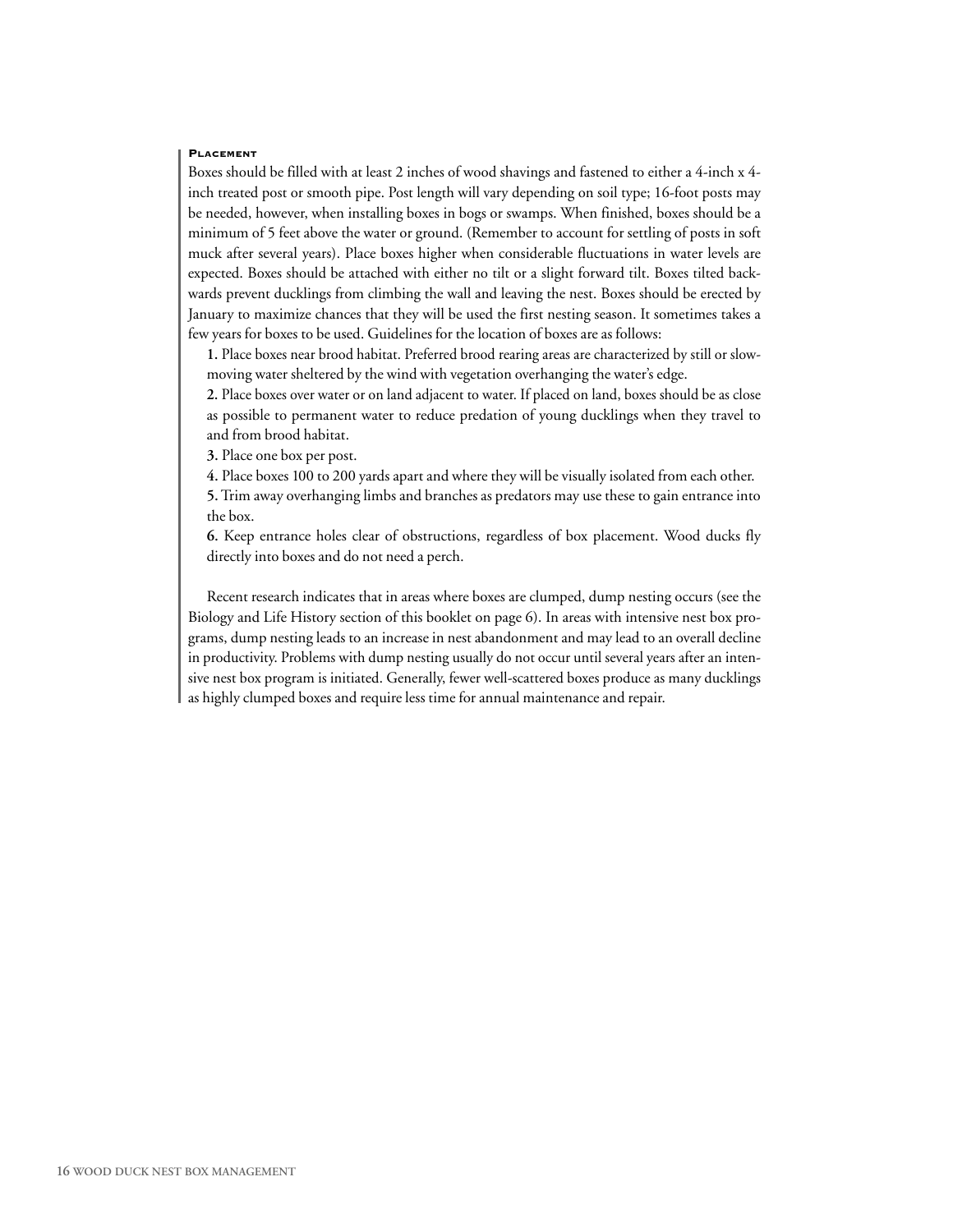### Placement

Boxes should be filled with at least 2 inches of wood shavings and fastened to either a 4-inch x 4-inch treated post or smooth pipe. Post length will vary depending on soil type; 16-foot posts may be needed, however, when installing boxes in bogs or swamps. When finished, boxes should be a minimum of 5 feet above the water or ground. (Remember to account for settling of posts in soft muck after several years). Place boxes higher when considerable fluctuations in water levels are expected. Boxes should be attached with either no tilt or a slight forward tilt. Boxes tilted backwards prevent ducklings from climbing the wall and leaving the nest. Boxes should be erected by January to maximize chances that they will be used the first nesting season. It sometimes takes a few years for boxes to be used. Guidelines for the location of boxes are as follows:

**1.** Place boxes near brood habitat. Preferred brood rearing areas are characterized by still or slow-moving water sheltered by the wind with vegetation overhanging the water's edge.

**2.** Place boxes over water or on land adjacent to water. If placed on land, boxes should be as close as possible to permanent water to reduce predation of young ducklings when they travel to and from brood habitat.

**3.** Place one box per post.

**4.** Place boxes 100 to 200 yards apart and where they will be visually isolated from each other.

**5.** Trim away overhanging limbs and branches as predators may use these to gain entrance into the box.

**6.** Keep entrance holes clear of obstructions, regardless of box placement. Wood ducks fly directly into boxes and do not need a perch.

Recent research indicates that in areas where boxes are clumped, dump nesting occurs (see the Biology and Life History section of this booklet on page 6). In areas with intensive nest box programs, dump nesting leads to an increase in nest abandonment and may lead to an overall decline in productivity. Problems with dump nesting usually do not occur until several years after an intensive nest box program is initiated. Generally, fewer well-scattered boxes produce as many ducklings as highly clumped boxes and require less time for annual maintenance and repair.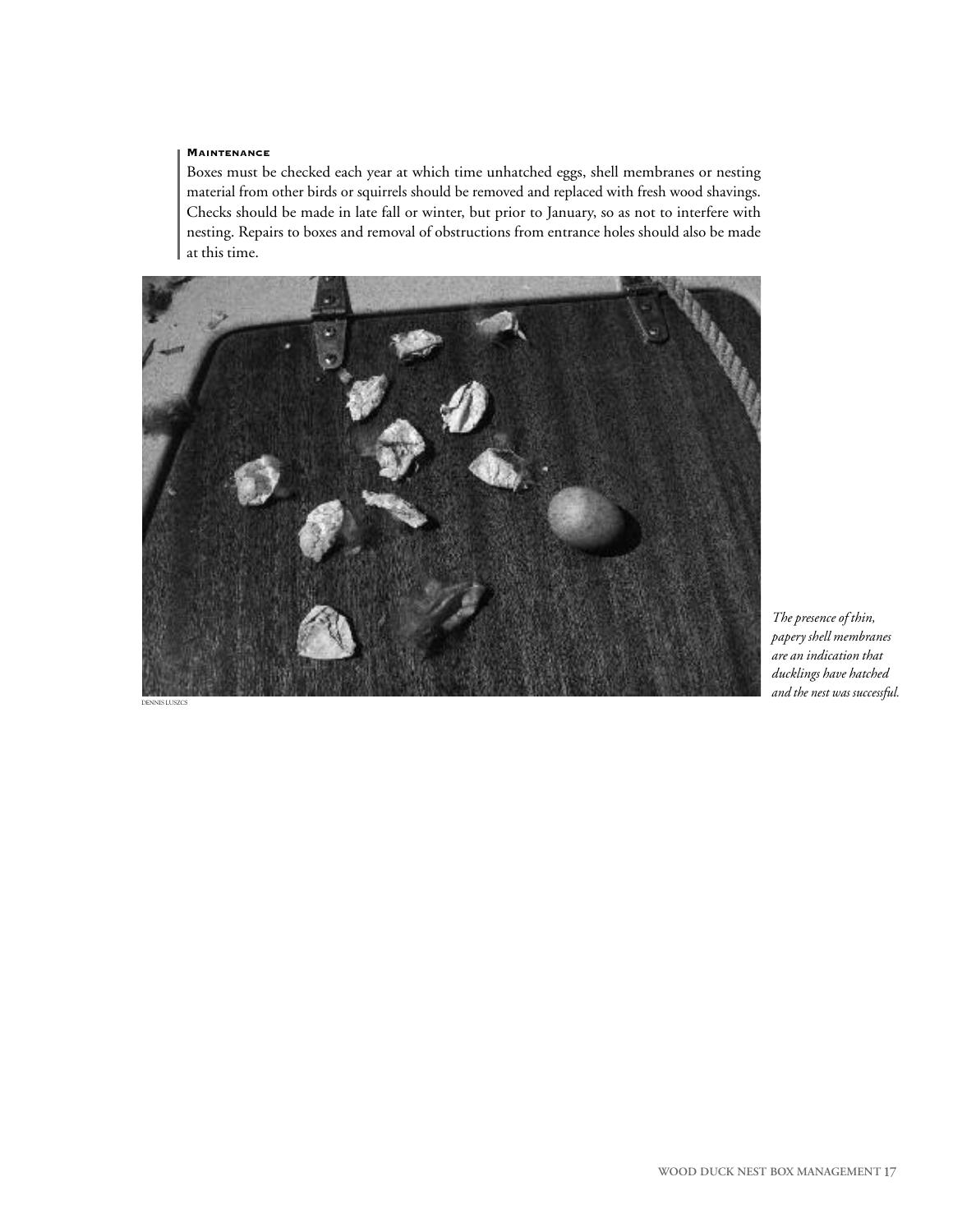### Maintenance

Boxes must be checked each year at which time unhatched eggs, shell membranes or nesting material from other birds or squirrels should be removed and replaced with fresh wood shavings. Checks should be made in late fall or winter, but prior to January, so as not to interfere with nesting. Repairs to boxes and removal of obstructions from entrance holes should also be made at this time.

DENNIS LUSZCS

*The presence of thin, papery shell membranes are an indication that ducklings have hatched and the nest was successful.*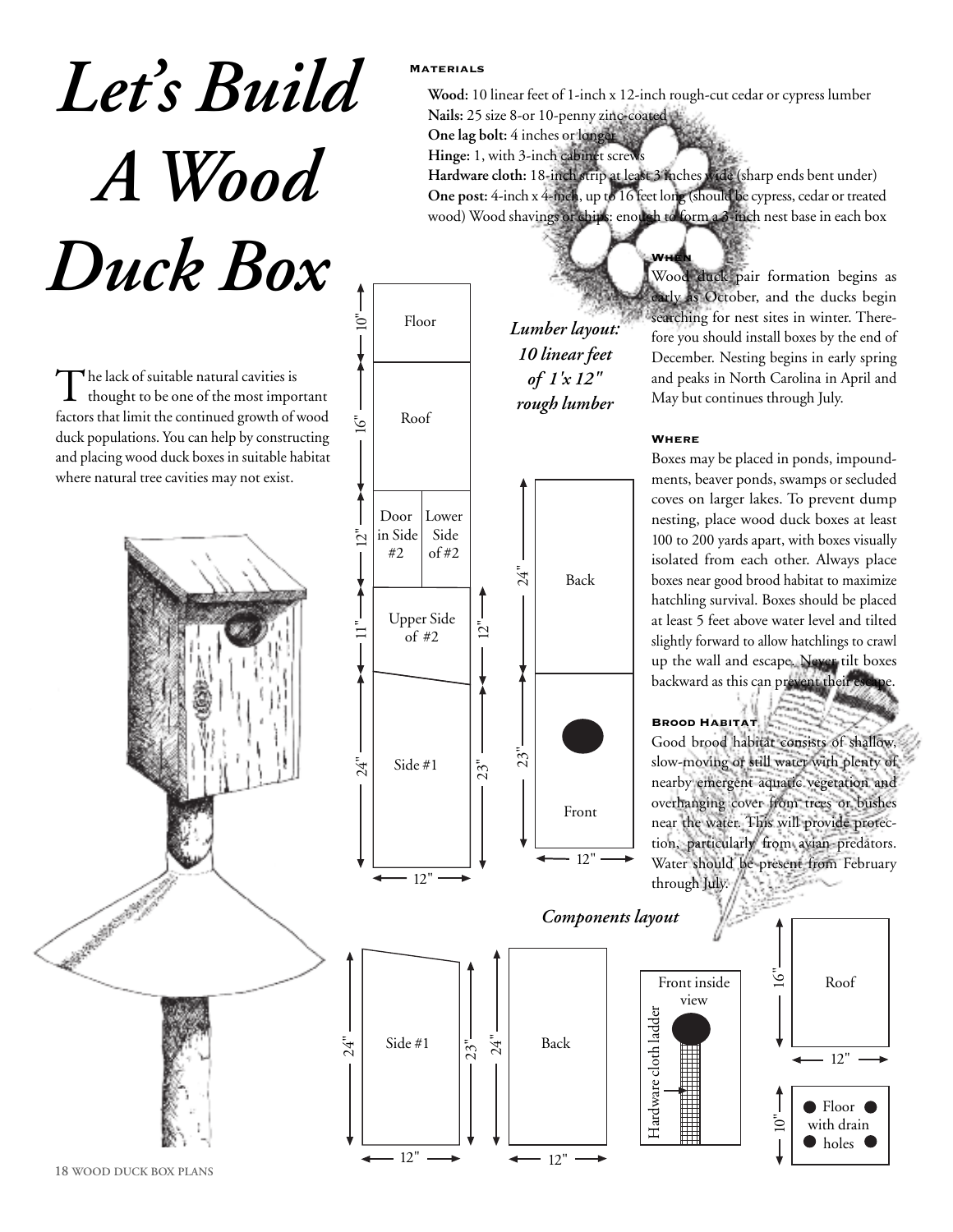# Let's Build A Wood Duck Box

The lack of suitable natural cavities is thought to be one of the most important factors that limit the continued growth of wood duck populations. You can help by constructing and placing wood duck boxes in suitable habitat where natural tree cavities may not exist.

### Materials

**Wood:** 10 linear feet of 1-inch x 12-inch rough-cut cedar or cypress lumber
**Nails:** 25 size 8-or 10-penny zinc-coated
**One lag bolt:** 4 inches or longer
**Hinge:** 1, with 3-inch cabinet screws
**Hardware cloth:** 18-inch strip at least 3 inches wide (sharp ends bent under)
**One post:** 4-inch x 4-inch, up to 16 feet long (should be cypress, cedar or treated wood) Wood shavings or chips: enough to form a 3-inch nest base in each box

*Lumber layout: 10 linear feet of 1'x 12" rough lumber*

Floor 10" · Roof 16" · Door in Side #2 / Lower Side of #2 12" · Upper Side of #2 11" · Side #1 24" / 23" · 12" wide

Back 24" · Front 23" · 12"

### When

Wood duck pair formation begins as early as October, and the ducks begin searching for nest sites in winter. Therefore you should install boxes by the end of December. Nesting begins in early spring and peaks in North Carolina in April and May but continues through July.

### Where

Boxes may be placed in ponds, impoundments, beaver ponds, swamps or secluded coves on larger lakes. To prevent dump nesting, place wood duck boxes at least 100 to 200 yards apart, with boxes visually isolated from each other. Always place boxes near good brood habitat to maximize hatchling survival. Boxes should be placed at least 5 feet above water level and tilted slightly forward to allow hatchlings to crawl up the wall and escape. Never tilt boxes backward as this can prevent their escape.

### Brood Habitat

Good brood habitat consists of shallow, slow-moving or still water with plenty of nearby emergent aquatic vegetation and overhanging cover from trees or bushes near the water. This will provide protection, particularly from avian predators. Water should be present from February through July.

*Components layout*

Side #1: 24" / 23", 12" · Back: 24", 12" · Front inside view: Hardware cloth ladder · Roof: 16", 12" · Floor with drain holes: 10"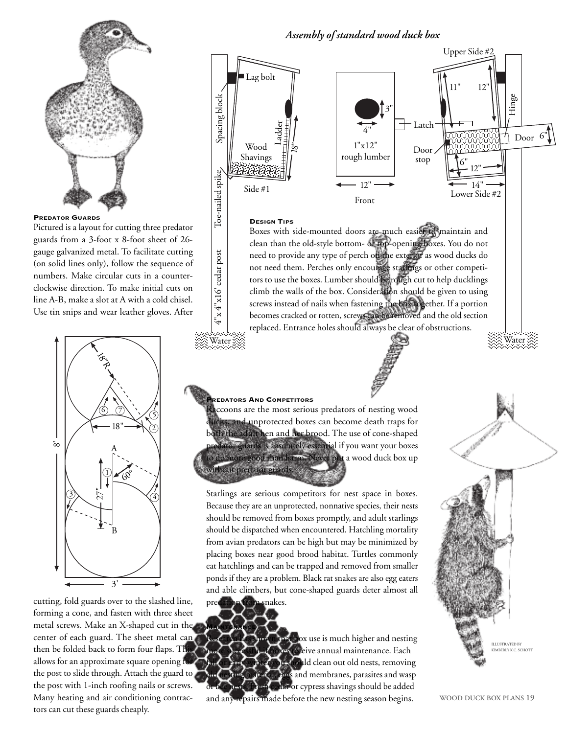## Assembly of standard wood duck box

### Predator Guards

Pictured is a layout for cutting three predator guards from a 3-foot x 8-foot sheet of 26-gauge galvanized metal. To facilitate cutting (on solid lines only), follow the sequence of numbers. Make circular cuts in a counter-clockwise direction. To make initial cuts on line A-B, make a slot at A with a cold chisel. Use tin snips and wear leather gloves. After cutting, fold guards over to the slashed line, forming a cone, and fasten with three sheet metal screws. Make an X-shaped cut in the center of each guard. The sheet metal can then be folded back to form four flaps. This allows for an approximate square opening for the post to slide through. Attach the guard to the post with 1-inch roofing nails or screws. Many heating and air conditioning contractors can cut these guards cheaply.

### Design Tips

Boxes with side-mounted doors are much easier to maintain and clean than the old-style bottom- or top-opening boxes. You do not need to provide any type of perch on the exterior as wood ducks do not need them. Perches only encourage starlings or other competitors to use the boxes. Lumber should be rough cut to help ducklings climb the walls of the box. Consideration should be given to using screws instead of nails when fastening the box together. If a portion becomes cracked or rotten, screws can be removed and the old section replaced. Entrance holes should always be clear of obstructions.

### Predators And Competitors

Raccoons are the most serious predators of nesting wood ducks, and unprotected boxes can become death traps for both the adult hen and her brood. The use of cone-shaped predator guards is absolutely essential if you want your boxes to do more good than harm. Never put a wood duck box up without predator guards.

Starlings are serious competitors for nest space in boxes. Because they are an unprotected, nonnative species, their nests should be removed from boxes promptly, and adult starlings should be dispatched when encountered. Hatchling mortality from avian predators can be high but may be minimized by placing boxes near good brood habitat. Turtles commonly eat hatchlings and can be trapped and removed from smaller ponds if they are a problem. Black rat snakes are also egg eaters and able climbers, but cone-shaped guards deter almost all predation from snakes.

### Maintenance

Research has shown that box use is much higher and nesting more successful if boxes receive annual maintenance. Each fall or early winter you should clean out old nests, removing old nesting material, eggs and membranes, parasites and wasp or bee nests. Fresh cedar or cypress shavings should be added and any repairs made before the new nesting season begins.

ILLUSTRATED BY KIMBERLY K.C. SCHOTT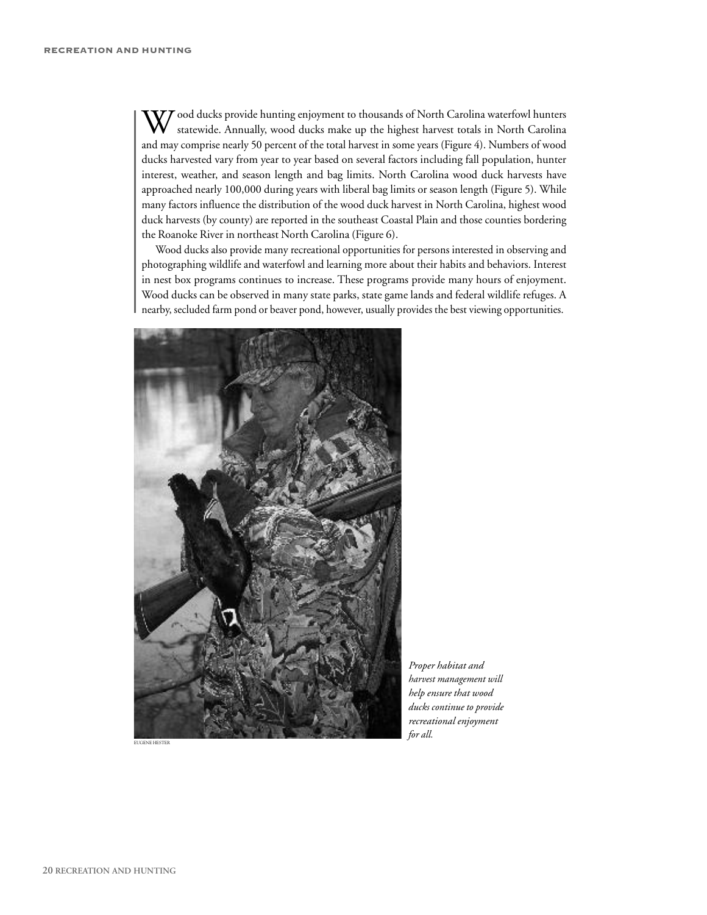Wood ducks provide hunting enjoyment to thousands of North Carolina waterfowl hunters statewide. Annually, wood ducks make up the highest harvest totals in North Carolina and may comprise nearly 50 percent of the total harvest in some years (Figure 4). Numbers of wood ducks harvested vary from year to year based on several factors including fall population, hunter interest, weather, and season length and bag limits. North Carolina wood duck harvests have approached nearly 100,000 during years with liberal bag limits or season length (Figure 5). While many factors influence the distribution of the wood duck harvest in North Carolina, highest wood duck harvests (by county) are reported in the southeast Coastal Plain and those counties bordering the Roanoke River in northeast North Carolina (Figure 6).

Wood ducks also provide many recreational opportunities for persons interested in observing and photographing wildlife and waterfowl and learning more about their habits and behaviors. Interest in nest box programs continues to increase. These programs provide many hours of enjoyment. Wood ducks can be observed in many state parks, state game lands and federal wildlife refuges. A nearby, secluded farm pond or beaver pond, however, usually provides the best viewing opportunities.

EUGENE HESTER

*Proper habitat and harvest management will help ensure that wood ducks continue to provide recreational enjoyment for all.*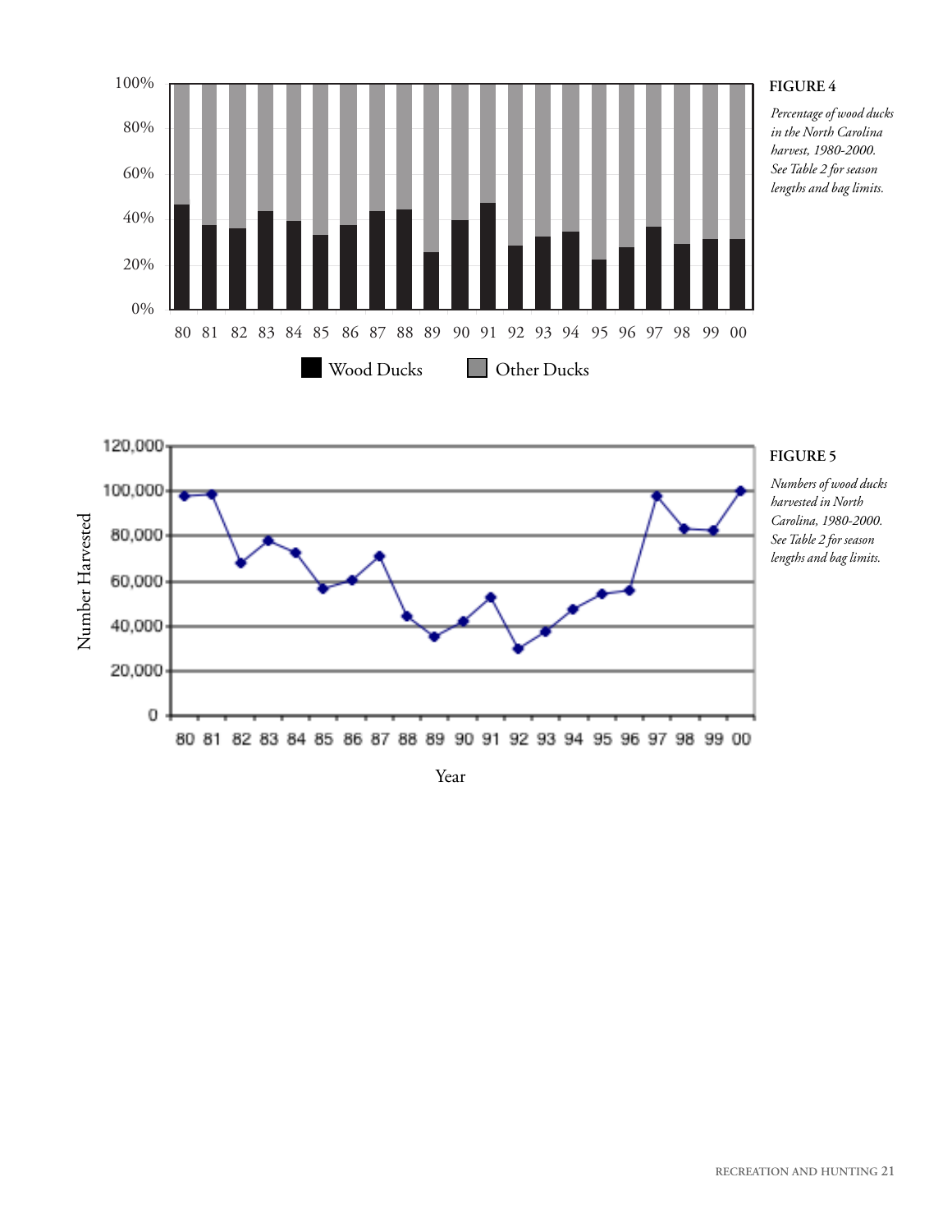**FIGURE 4**

*Percentage of wood ducks in the North Carolina harvest, 1980-2000. See Table 2 for season lengths and bag limits.*

**FIGURE 5**

*Numbers of wood ducks harvested in North Carolina, 1980-2000. See Table 2 for season lengths and bag limits.*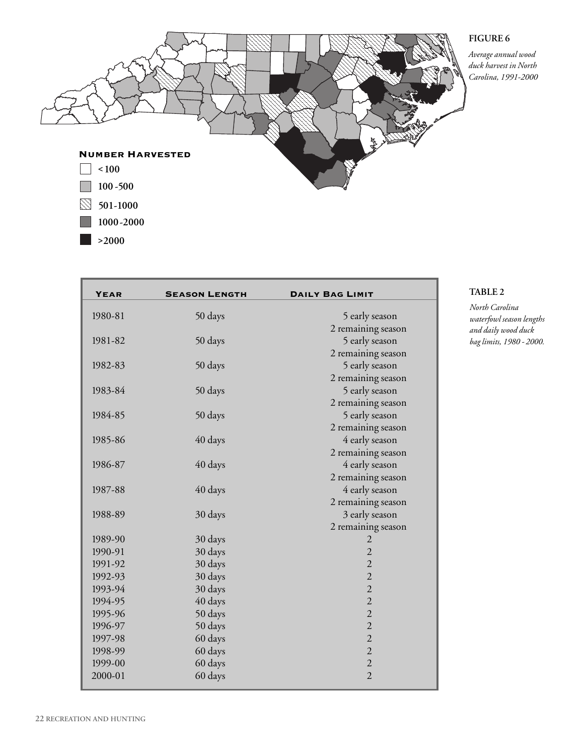**FIGURE 6**

*Average annual wood duck harvest in North Carolina, 1991-2000*

**Number Harvested**

- < 100
- 100 -500
- 501-1000
- 1000-2000
- >2000

**TABLE 2**

*North Carolina waterfowl season lengths and daily wood duck bag limits, 1980 - 2000.*

| Year | Season Length | Daily Bag Limit |
|---|---|---|
| 1980-81 | 50 days | 5 early season<br>2 remaining season |
| 1981-82 | 50 days | 5 early season<br>2 remaining season |
| 1982-83 | 50 days | 5 early season<br>2 remaining season |
| 1983-84 | 50 days | 5 early season<br>2 remaining season |
| 1984-85 | 50 days | 5 early season<br>2 remaining season |
| 1985-86 | 40 days | 4 early season<br>2 remaining season |
| 1986-87 | 40 days | 4 early season<br>2 remaining season |
| 1987-88 | 40 days | 4 early season<br>2 remaining season |
| 1988-89 | 30 days | 3 early season<br>2 remaining season |
| 1989-90 | 30 days | 2 |
| 1990-91 | 30 days | 2 |
| 1991-92 | 30 days | 2 |
| 1992-93 | 30 days | 2 |
| 1993-94 | 30 days | 2 |
| 1994-95 | 40 days | 2 |
| 1995-96 | 50 days | 2 |
| 1996-97 | 50 days | 2 |
| 1997-98 | 60 days | 2 |
| 1998-99 | 60 days | 2 |
| 1999-00 | 60 days | 2 |
| 2000-01 | 60 days | 2 |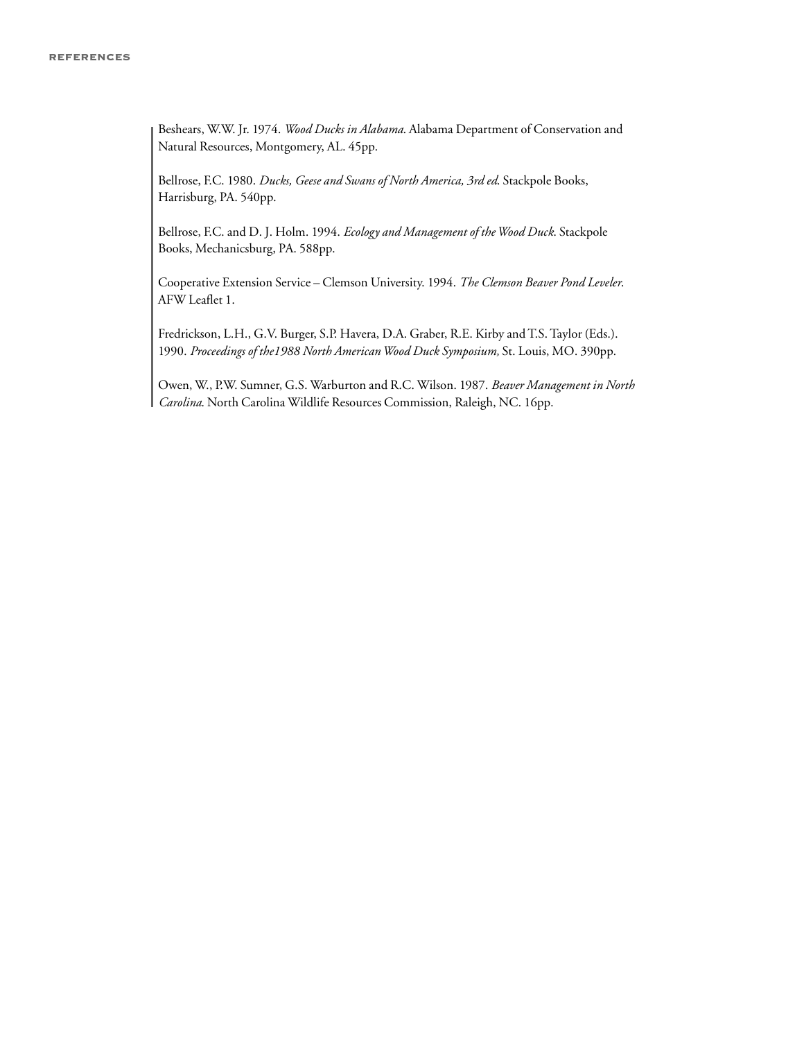# REFERENCES

Beshears, W.W. Jr. 1974. *Wood Ducks in Alabama*. Alabama Department of Conservation and Natural Resources, Montgomery, AL. 45pp.

Bellrose, F.C. 1980. *Ducks, Geese and Swans of North America, 3rd ed.* Stackpole Books, Harrisburg, PA. 540pp.

Bellrose, F.C. and D. J. Holm. 1994. *Ecology and Management of the Wood Duck.* Stackpole Books, Mechanicsburg, PA. 588pp.

Cooperative Extension Service – Clemson University. 1994. *The Clemson Beaver Pond Leveler*. AFW Leaflet 1.

Fredrickson, L.H., G.V. Burger, S.P. Havera, D.A. Graber, R.E. Kirby and T.S. Taylor (Eds.). 1990. *Proceedings of the1988 North American Wood Duck Symposium,* St. Louis, MO. 390pp.

Owen, W., P.W. Sumner, G.S. Warburton and R.C. Wilson. 1987. *Beaver Management in North Carolina.* North Carolina Wildlife Resources Commission, Raleigh, NC. 16pp.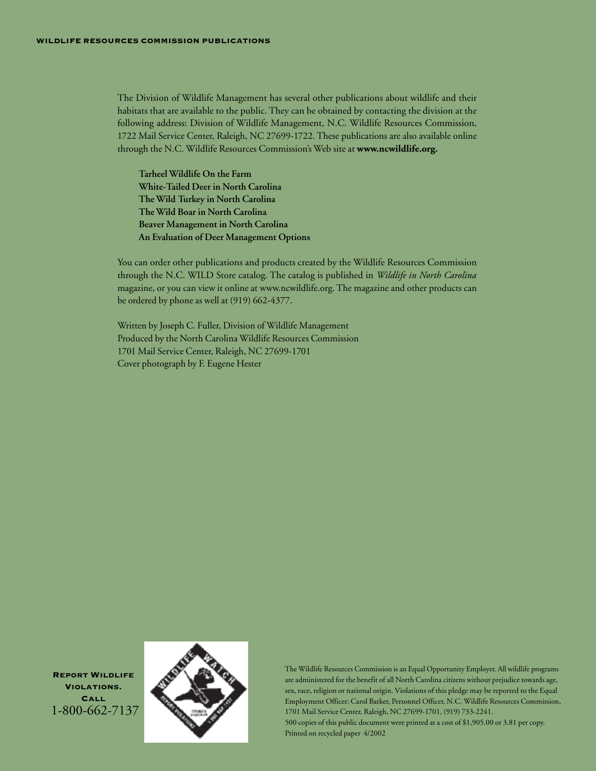## WILDLIFE RESOURCES COMMISSION PUBLICATIONS

The Division of Wildlife Management has several other publications about wildlife and their habitats that are available to the public. They can be obtained by contacting the division at the following address: Division of Wildlife Management, N.C. Wildlife Resources Commission, 1722 Mail Service Center, Raleigh, NC 27699-1722. These publications are also available online through the N.C. Wildlife Resources Commission's Web site at **www.ncwildlife.org.**

**Tarheel Wildlife On the Farm**
**White-Tailed Deer in North Carolina**
**The Wild Turkey in North Carolina**
**The Wild Boar in North Carolina**
**Beaver Management in North Carolina**
**An Evaluation of Deer Management Options**

You can order other publications and products created by the Wildlife Resources Commission through the N.C. WILD Store catalog. The catalog is published in *Wildlife in North Carolina* magazine, or you can view it online at www.ncwildlife.org. The magazine and other products can be ordered by phone as well at (919) 662-4377.

Written by Joseph C. Fuller, Division of Wildlife Management
Produced by the North Carolina Wildlife Resources Commission
1701 Mail Service Center, Raleigh, NC 27699-1701
Cover photograph by F. Eugene Hester

**REPORT WILDLIFE VIOLATIONS. CALL**
1-800-662-7137

The Wildlife Resources Commission is an Equal Opportunity Employer. All wildlife programs are administered for the benefit of all North Carolina citizens without prejudice towards age, sex, race, religion or national origin. Violations of this pledge may be reported to the Equal Employment Officer: Carol Batker, Personnel Officer, N.C. Wildlife Resources Commission, 1701 Mail Service Center, Raleigh, NC 27699-1701, (919) 733-2241.
500 copies of this public document were printed at a cost of $1,905.00 or 3.81 per copy.
Printed on recycled paper 4/2002